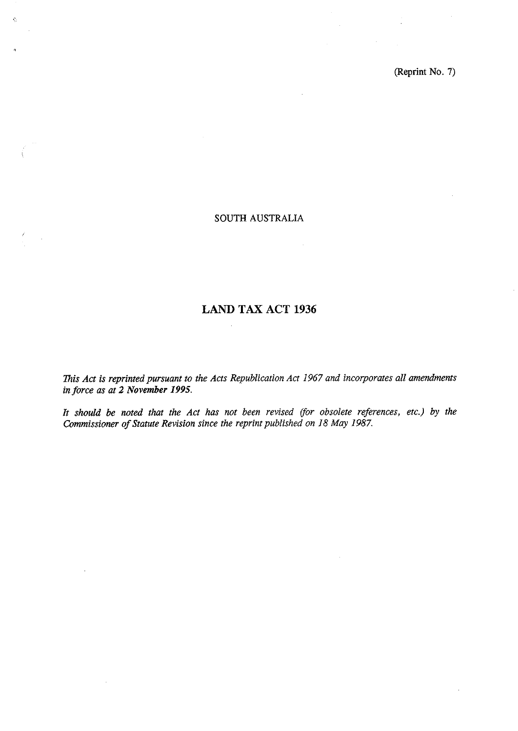(Reprint No. 7)

SOUTH AUSTRALIA

# LAND TAX ACT 1936

*This Act is reprinted pursuant to the Acts Republication Act 1967 and incorporates all amendments in force as at **2 November 1995**.*

*It should be noted that the Act has not been revised (for obsolete references, etc.) by the Commissioner of Statute Revision since the reprint published on 18 May 1987.*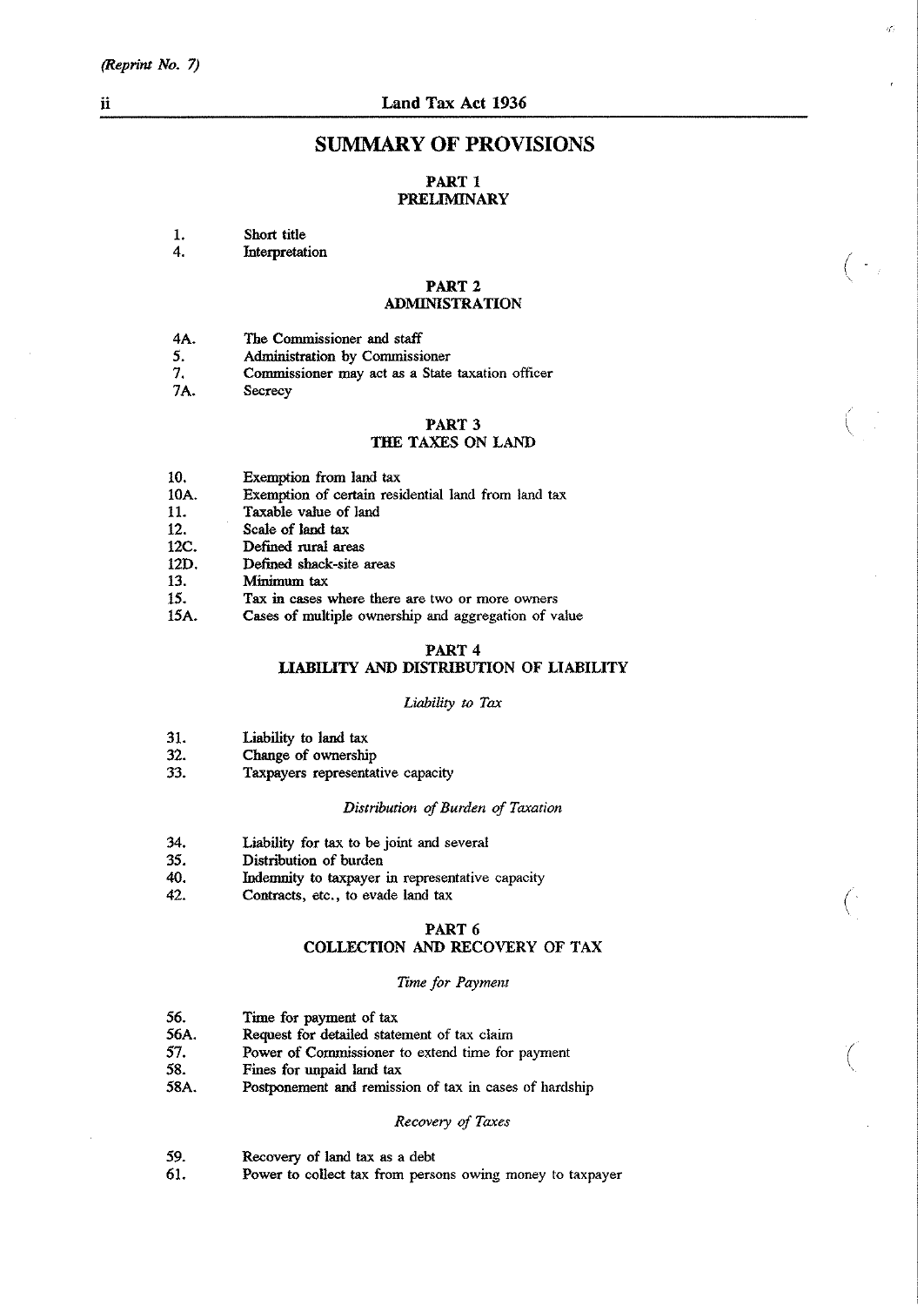## SUMMARY OF PROVISIONS

### PART 1
### PRELIMINARY

1. Short title
4. Interpretation

### PART 2
### ADMINISTRATION

4A. The Commissioner and staff
5. Administration by Commissioner
7. Commissioner may act as a State taxation officer
7A. Secrecy

### PART 3
### THE TAXES ON LAND

10. Exemption from land tax
10A. Exemption of certain residential land from land tax
11. Taxable value of land
12. Scale of land tax
12C. Defined rural areas
12D. Defined shack-site areas
13. Minimum tax
15. Tax in cases where there are two or more owners
15A. Cases of multiple ownership and aggregation of value

### PART 4
### LIABILITY AND DISTRIBUTION OF LIABILITY

*Liability to Tax*

31. Liability to land tax
32. Change of ownership
33. Taxpayers representative capacity

*Distribution of Burden of Taxation*

34. Liability for tax to be joint and several
35. Distribution of burden
40. Indemnity to taxpayer in representative capacity
42. Contracts, etc., to evade land tax

### PART 6
### COLLECTION AND RECOVERY OF TAX

*Time for Payment*

56. Time for payment of tax
56A. Request for detailed statement of tax claim
57. Power of Commissioner to extend time for payment
58. Fines for unpaid land tax
58A. Postponement and remission of tax in cases of hardship

*Recovery of Taxes*

59. Recovery of land tax as a debt
61. Power to collect tax from persons owing money to taxpayer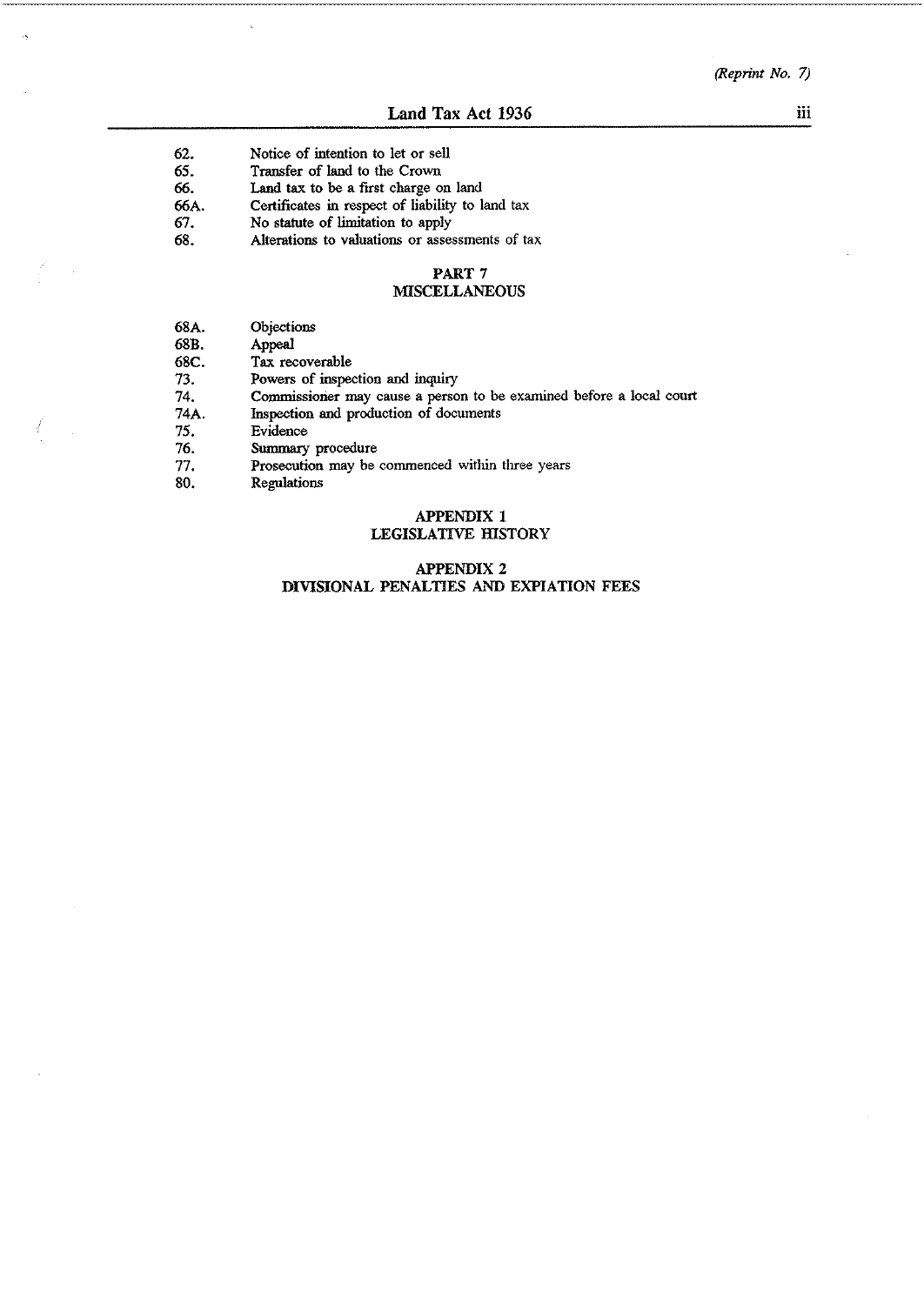62. Notice of intention to let or sell
65. Transfer of land to the Crown
66. Land tax to be a first charge on land
66A. Certificates in respect of liability to land tax
67. No statute of limitation to apply
68. Alterations to valuations or assessments of tax

## PART 7
## MISCELLANEOUS

68A. Objections
68B. Appeal
68C. Tax recoverable
73. Powers of inspection and inquiry
74. Commissioner may cause a person to be examined before a local court
74A. Inspection and production of documents
75. Evidence
76. Summary procedure
77. Prosecution may be commenced within three years
80. Regulations

## APPENDIX 1
## LEGISLATIVE HISTORY

## APPENDIX 2
## DIVISIONAL PENALTIES AND EXPIATION FEES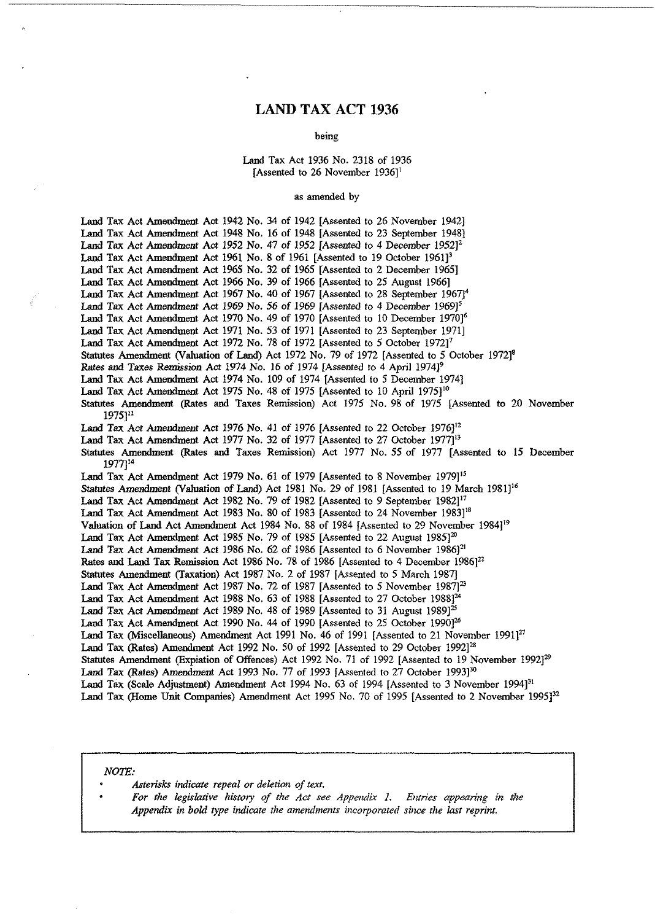# LAND TAX ACT 1936

being

Land Tax Act 1936 No. 2318 of 1936
[Assented to 26 November 1936][1]

as amended by

Land Tax Act Amendment Act 1942 No. 34 of 1942 [Assented to 26 November 1942]
Land Tax Act Amendment Act 1948 No. 16 of 1948 [Assented to 23 September 1948]
Land Tax Act Amendment Act 1952 No. 47 of 1952 [Assented to 4 December 1952][2]
Land Tax Act Amendment Act 1961 No. 8 of 1961 [Assented to 19 October 1961][3]
Land Tax Act Amendment Act 1965 No. 32 of 1965 [Assented to 2 December 1965]
Land Tax Act Amendment Act 1966 No. 39 of 1966 [Assented to 25 August 1966]
Land Tax Act Amendment Act 1967 No. 40 of 1967 [Assented to 28 September 1967][4]
Land Tax Act Amendment Act 1969 No. 56 of 1969 [Assented to 4 December 1969][5]
Land Tax Act Amendment Act 1970 No. 49 of 1970 [Assented to 10 December 1970][6]
Land Tax Act Amendment Act 1971 No. 53 of 1971 [Assented to 23 September 1971]
Land Tax Act Amendment Act 1972 No. 78 of 1972 [Assented to 5 October 1972][7]
Statutes Amendment (Valuation of Land) Act 1972 No. 79 of 1972 [Assented to 5 October 1972][8]
Rates and Taxes Remission Act 1974 No. 16 of 1974 [Assented to 4 April 1974][9]
Land Tax Act Amendment Act 1974 No. 109 of 1974 [Assented to 5 December 1974]
Land Tax Act Amendment Act 1975 No. 48 of 1975 [Assented to 10 April 1975][10]
Statutes Amendment (Rates and Taxes Remission) Act 1975 No. 98 of 1975 [Assented to 20 November 1975][11]
Land Tax Act Amendment Act 1976 No. 41 of 1976 [Assented to 22 October 1976][12]
Land Tax Act Amendment Act 1977 No. 32 of 1977 [Assented to 27 October 1977][13]
Statutes Amendment (Rates and Taxes Remission) Act 1977 No. 55 of 1977 [Assented to 15 December 1977][14]
Land Tax Act Amendment Act 1979 No. 61 of 1979 [Assented to 8 November 1979][15]
Statutes Amendment (Valuation of Land) Act 1981 No. 29 of 1981 [Assented to 19 March 1981][16]
Land Tax Act Amendment Act 1982 No. 79 of 1982 [Assented to 9 September 1982][17]
Land Tax Act Amendment Act 1983 No. 80 of 1983 [Assented to 24 November 1983][18]
Valuation of Land Act Amendment Act 1984 No. 88 of 1984 [Assented to 29 November 1984][19]
Land Tax Act Amendment Act 1985 No. 79 of 1985 [Assented to 22 August 1985][20]
Land Tax Act Amendment Act 1986 No. 62 of 1986 [Assented to 6 November 1986][21]
Rates and Land Tax Remission Act 1986 No. 78 of 1986 [Assented to 4 December 1986][22]
Statutes Amendment (Taxation) Act 1987 No. 2 of 1987 [Assented to 5 March 1987]
Land Tax Act Amendment Act 1987 No. 72 of 1987 [Assented to 5 November 1987][23]
Land Tax Act Amendment Act 1988 No. 63 of 1988 [Assented to 27 October 1988][24]
Land Tax Act Amendment Act 1989 No. 48 of 1989 [Assented to 31 August 1989][25]
Land Tax Act Amendment Act 1990 No. 44 of 1990 [Assented to 25 October 1990][26]
Land Tax (Miscellaneous) Amendment Act 1991 No. 46 of 1991 [Assented to 21 November 1991][27]
Land Tax (Rates) Amendment Act 1992 No. 50 of 1992 [Assented to 29 October 1992][28]
Statutes Amendment (Expiation of Offences) Act 1992 No. 71 of 1992 [Assented to 19 November 1992][29]
Land Tax (Rates) Amendment Act 1993 No. 77 of 1993 [Assented to 27 October 1993][30]
Land Tax (Scale Adjustment) Amendment Act 1994 No. 63 of 1994 [Assented to 3 November 1994][31]
Land Tax (Home Unit Companies) Amendment Act 1995 No. 70 of 1995 [Assented to 2 November 1995][32]

*NOTE:*

- *Asterisks indicate repeal or deletion of text.*
- *For the legislative history of the Act see Appendix 1. Entries appearing in the Appendix in bold type indicate the amendments incorporated since the last reprint.*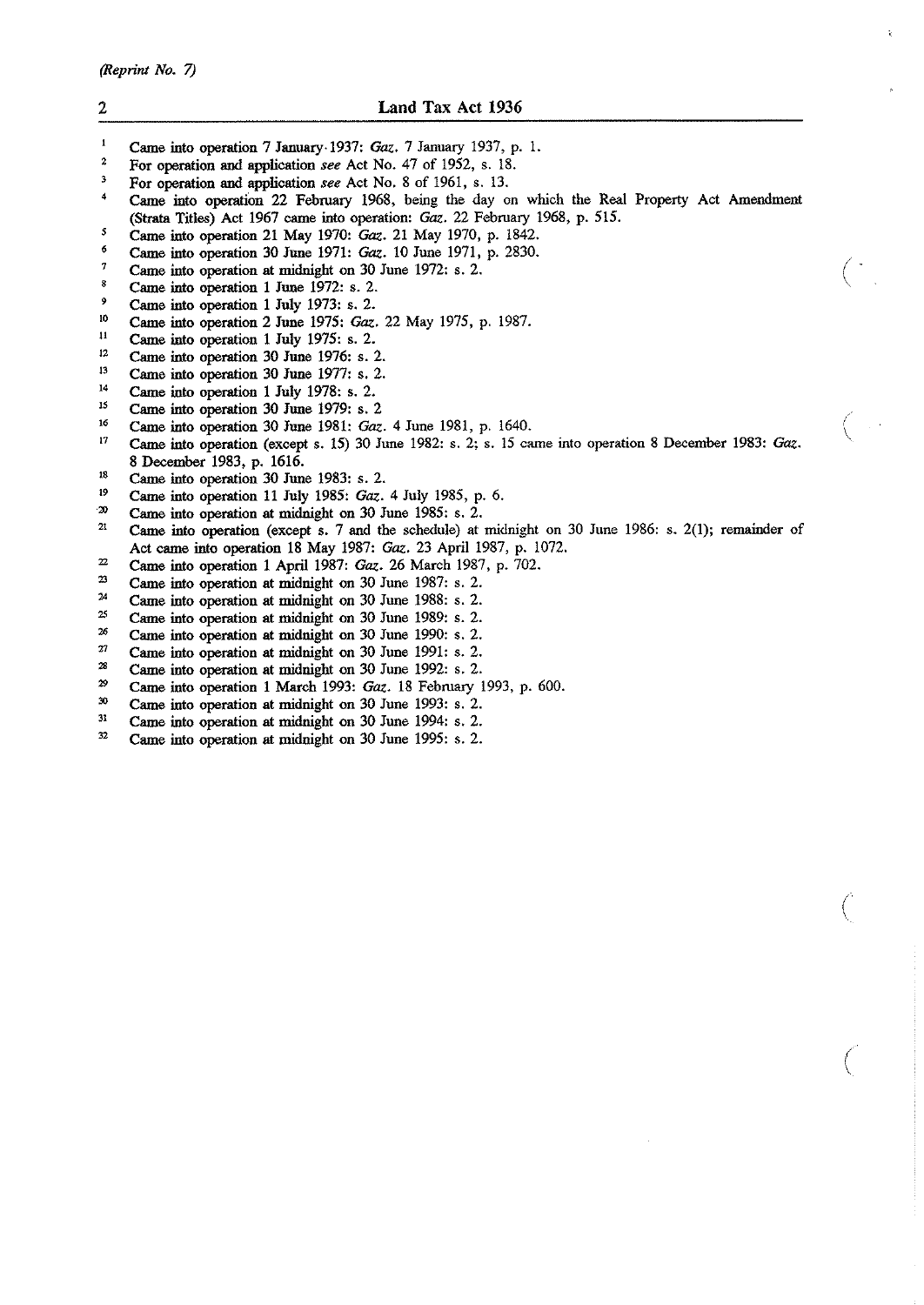(Reprint No. 7)

[1] Came into operation 7 January 1937: *Gaz.* 7 January 1937, p. 1.
[2] For operation and application *see* Act No. 47 of 1952, s. 18.
[3] For operation and application *see* Act No. 8 of 1961, s. 13.
[4] Came into operation 22 February 1968, being the day on which the Real Property Act Amendment (Strata Titles) Act 1967 came into operation: *Gaz.* 22 February 1968, p. 515.
[5] Came into operation 21 May 1970: *Gaz.* 21 May 1970, p. 1842.
[6] Came into operation 30 June 1971: *Gaz.* 10 June 1971, p. 2830.
[7] Came into operation at midnight on 30 June 1972: s. 2.
[8] Came into operation 1 June 1972: s. 2.
[9] Came into operation 1 July 1973: s. 2.
[10] Came into operation 2 June 1975: *Gaz.* 22 May 1975, p. 1987.
[11] Came into operation 1 July 1975: s. 2.
[12] Came into operation 30 June 1976: s. 2.
[13] Came into operation 30 June 1977: s. 2.
[14] Came into operation 1 July 1978: s. 2.
[15] Came into operation 30 June 1979: s. 2
[16] Came into operation 30 June 1981: *Gaz.* 4 June 1981, p. 1640.
[17] Came into operation (except s. 15) 30 June 1982: s. 2; s. 15 came into operation 8 December 1983: *Gaz.* 8 December 1983, p. 1616.
[18] Came into operation 30 June 1983: s. 2.
[19] Came into operation 11 July 1985: *Gaz.* 4 July 1985, p. 6.
[20] Came into operation at midnight on 30 June 1985: s. 2.
[21] Came into operation (except s. 7 and the schedule) at midnight on 30 June 1986: s. 2(1); remainder of Act came into operation 18 May 1987: *Gaz.* 23 April 1987, p. 1072.
[22] Came into operation 1 April 1987: *Gaz.* 26 March 1987, p. 702.
[23] Came into operation at midnight on 30 June 1987: s. 2.
[24] Came into operation at midnight on 30 June 1988: s. 2.
[25] Came into operation at midnight on 30 June 1989: s. 2.
[26] Came into operation at midnight on 30 June 1990: s. 2.
[27] Came into operation at midnight on 30 June 1991: s. 2.
[28] Came into operation at midnight on 30 June 1992: s. 2.
[29] Came into operation 1 March 1993: *Gaz.* 18 February 1993, p. 600.
[30] Came into operation at midnight on 30 June 1993: s. 2.
[31] Came into operation at midnight on 30 June 1994: s. 2.
[32] Came into operation at midnight on 30 June 1995: s. 2.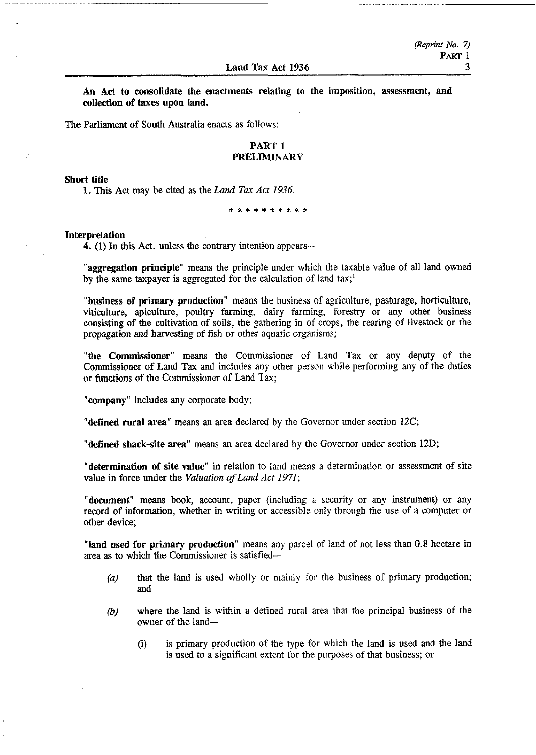**An Act to consolidate the enactments relating to the imposition, assessment, and collection of taxes upon land.**

The Parliament of South Australia enacts as follows:

## PART 1
## PRELIMINARY

**Short title**

**1.** This Act may be cited as the *Land Tax Act 1936*.

\* \* \* \* \* \* \* \* \* \*

**Interpretation**

**4.** (1) In this Act, unless the contrary intention appears—

"**aggregation principle**" means the principle under which the taxable value of all land owned by the same taxpayer is aggregated for the calculation of land tax;[1]

"**business of primary production**" means the business of agriculture, pasturage, horticulture, viticulture, apiculture, poultry farming, dairy farming, forestry or any other business consisting of the cultivation of soils, the gathering in of crops, the rearing of livestock or the propagation and harvesting of fish or other aquatic organisms;

"**the Commissioner**" means the Commissioner of Land Tax or any deputy of the Commissioner of Land Tax and includes any other person while performing any of the duties or functions of the Commissioner of Land Tax;

"**company**" includes any corporate body;

"**defined rural area**" means an area declared by the Governor under section 12C;

"**defined shack-site area**" means an area declared by the Governor under section 12D;

"**determination of site value**" in relation to land means a determination or assessment of site value in force under the *Valuation of Land Act 1971*;

"**document**" means book, account, paper (including a security or any instrument) or any record of information, whether in writing or accessible only through the use of a computer or other device;

"**land used for primary production**" means any parcel of land of not less than 0.8 hectare in area as to which the Commissioner is satisfied—

*(a)* that the land is used wholly or mainly for the business of primary production; and

*(b)* where the land is within a defined rural area that the principal business of the owner of the land—

(i) is primary production of the type for which the land is used and the land is used to a significant extent for the purposes of that business; or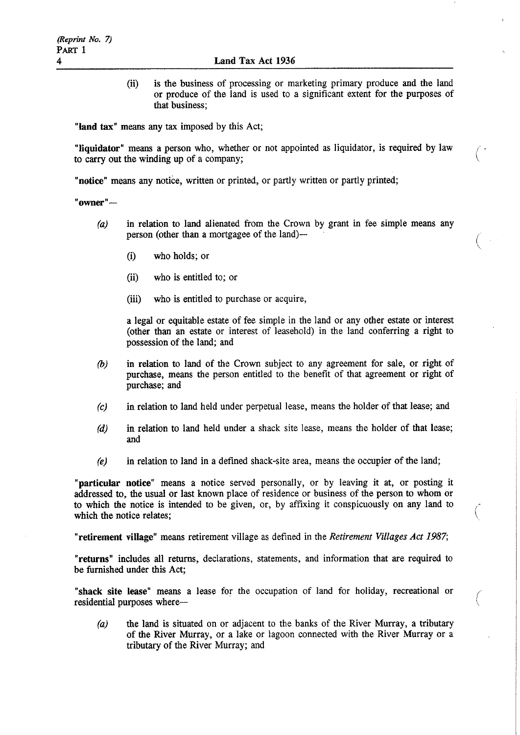(ii) is the business of processing or marketing primary produce and the land or produce of the land is used to a significant extent for the purposes of that business;

"**land tax**" means any tax imposed by this Act;

"**liquidator**" means a person who, whether or not appointed as liquidator, is required by law to carry out the winding up of a company;

"**notice**" means any notice, written or printed, or partly written or partly printed;

"**owner**"—

*(a)* in relation to land alienated from the Crown by grant in fee simple means any person (other than a mortgagee of the land)—

(i) who holds; or

(ii) who is entitled to; or

(iii) who is entitled to purchase or acquire,

a legal or equitable estate of fee simple in the land or any other estate or interest (other than an estate or interest of leasehold) in the land conferring a right to possession of the land; and

*(b)* in relation to land of the Crown subject to any agreement for sale, or right of purchase, means the person entitled to the benefit of that agreement or right of purchase; and

*(c)* in relation to land held under perpetual lease, means the holder of that lease; and

*(d)* in relation to land held under a shack site lease, means the holder of that lease; and

*(e)* in relation to land in a defined shack-site area, means the occupier of the land;

"**particular notice**" means a notice served personally, or by leaving it at, or posting it addressed to, the usual or last known place of residence or business of the person to whom or to which the notice is intended to be given, or, by affixing it conspicuously on any land to which the notice relates;

"**retirement village**" means retirement village as defined in the *Retirement Villages Act 1987*;

"**returns**" includes all returns, declarations, statements, and information that are required to be furnished under this Act;

"**shack site lease**" means a lease for the occupation of land for holiday, recreational or residential purposes where—

*(a)* the land is situated on or adjacent to the banks of the River Murray, a tributary of the River Murray, or a lake or lagoon connected with the River Murray or a tributary of the River Murray; and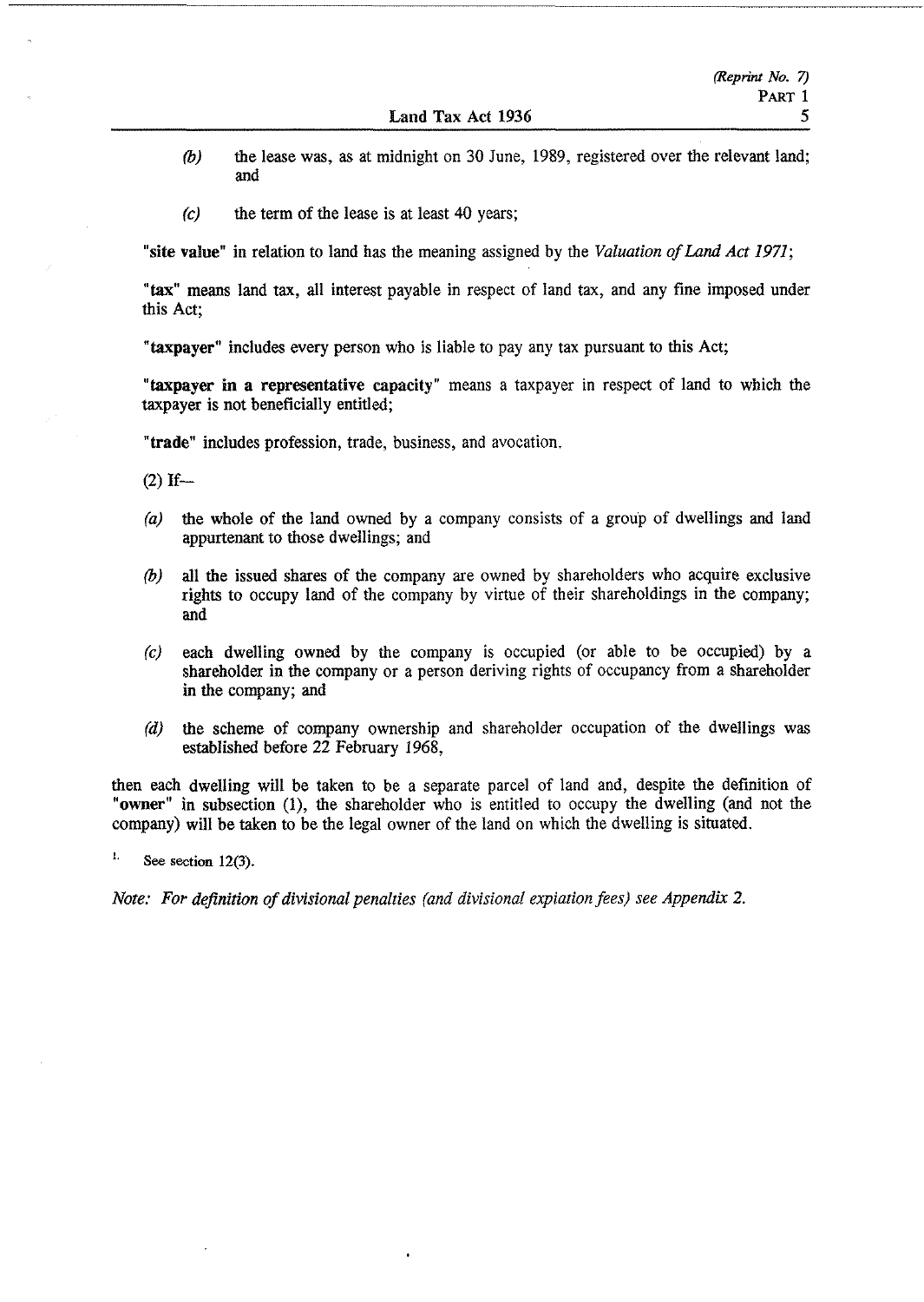*(b)* the lease was, as at midnight on 30 June, 1989, registered over the relevant land; and

*(c)* the term of the lease is at least 40 years;

**"site value"** in relation to land has the meaning assigned by the *Valuation of Land Act 1971*;

**"tax"** means land tax, all interest payable in respect of land tax, and any fine imposed under this Act;

**"taxpayer"** includes every person who is liable to pay any tax pursuant to this Act;

**"taxpayer in a representative capacity"** means a taxpayer in respect of land to which the taxpayer is not beneficially entitled;

**"trade"** includes profession, trade, business, and avocation.

(2) If—

*(a)* the whole of the land owned by a company consists of a group of dwellings and land appurtenant to those dwellings; and

*(b)* all the issued shares of the company are owned by shareholders who acquire exclusive rights to occupy land of the company by virtue of their shareholdings in the company; and

*(c)* each dwelling owned by the company is occupied (or able to be occupied) by a shareholder in the company or a person deriving rights of occupancy from a shareholder in the company; and

*(d)* the scheme of company ownership and shareholder occupation of the dwellings was established before 22 February 1968,

then each dwelling will be taken to be a separate parcel of land and, despite the definition of **"owner"** in subsection (1), the shareholder who is entitled to occupy the dwelling (and not the company) will be taken to be the legal owner of the land on which the dwelling is situated.

[1] See section 12(3).

*Note: For definition of divisional penalties (and divisional expiation fees) see Appendix 2.*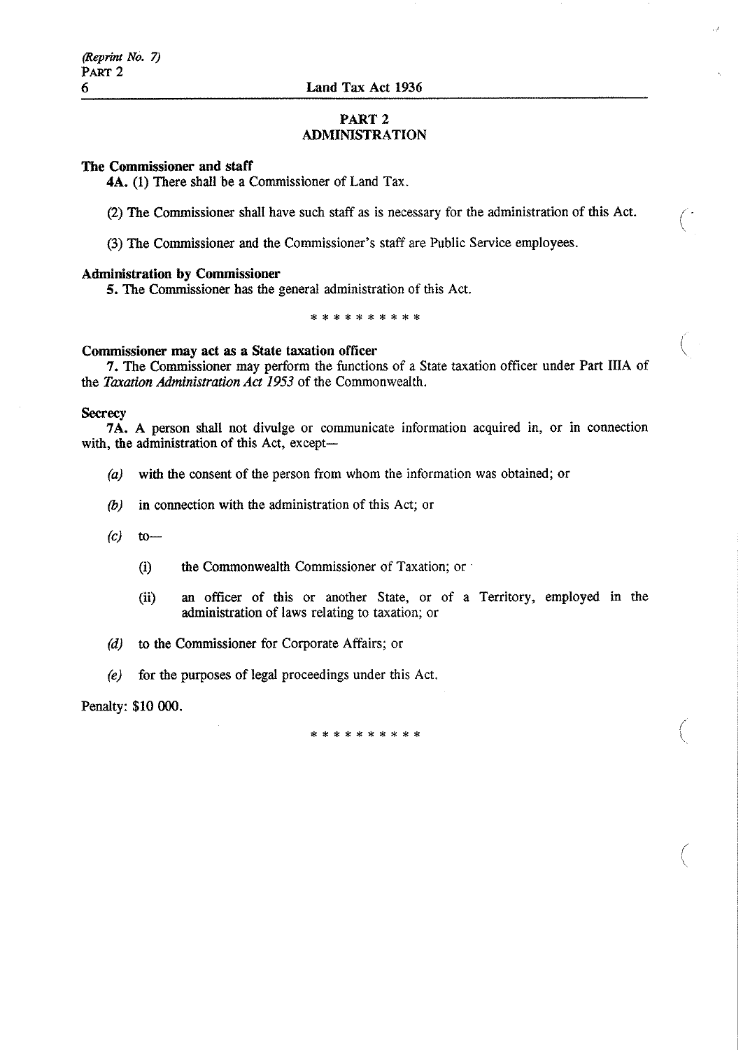## PART 2
## ADMINISTRATION

**The Commissioner and staff**

**4A.** (1) There shall be a Commissioner of Land Tax.

(2) The Commissioner shall have such staff as is necessary for the administration of this Act.

(3) The Commissioner and the Commissioner's staff are Public Service employees.

**Administration by Commissioner**

**5.** The Commissioner has the general administration of this Act.

\* \* \* \* \* \* \* \* \* \*

**Commissioner may act as a State taxation officer**

**7.** The Commissioner may perform the functions of a State taxation officer under Part IIIA of the *Taxation Administration Act 1953* of the Commonwealth.

**Secrecy**

**7A.** A person shall not divulge or communicate information acquired in, or in connection with, the administration of this Act, except—

*(a)* with the consent of the person from whom the information was obtained; or

*(b)* in connection with the administration of this Act; or

*(c)* to—

   (i) the Commonwealth Commissioner of Taxation; or

   (ii) an officer of this or another State, or of a Territory, employed in the administration of laws relating to taxation; or

*(d)* to the Commissioner for Corporate Affairs; or

*(e)* for the purposes of legal proceedings under this Act.

Penalty: $10 000.

\* \* \* \* \* \* \* \* \* \*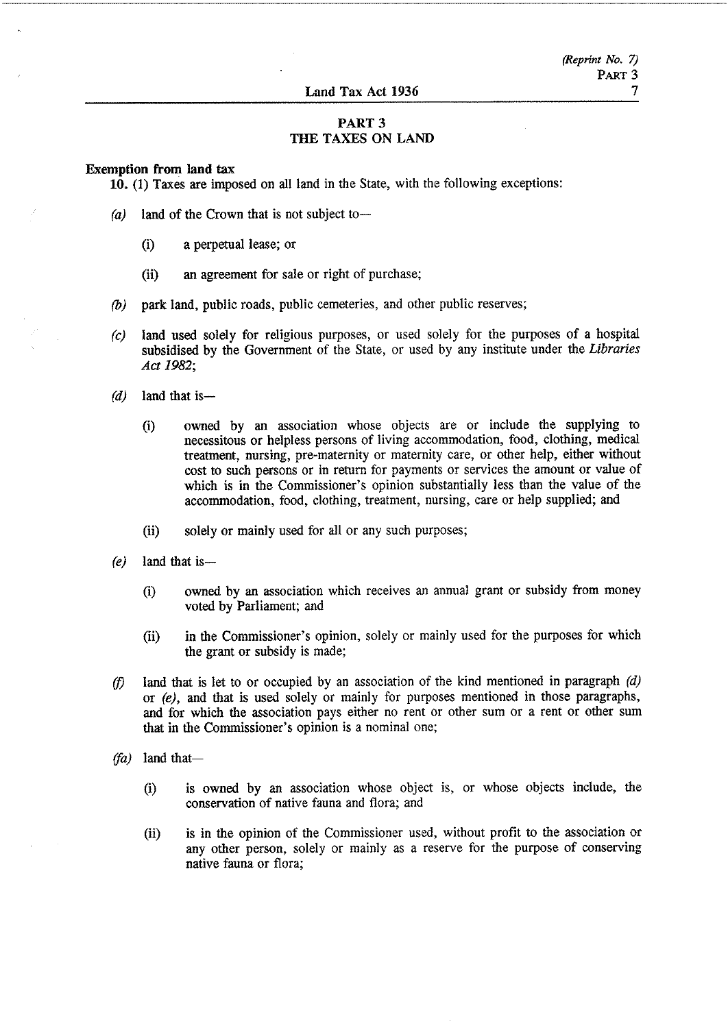## PART 3
## THE TAXES ON LAND

**Exemption from land tax**

**10.** (1) Taxes are imposed on all land in the State, with the following exceptions:

*(a)* land of the Crown that is not subject to—

(i) a perpetual lease; or

(ii) an agreement for sale or right of purchase;

*(b)* park land, public roads, public cemeteries, and other public reserves;

*(c)* land used solely for religious purposes, or used solely for the purposes of a hospital subsidised by the Government of the State, or used by any institute under the *Libraries Act 1982*;

*(d)* land that is—

(i) owned by an association whose objects are or include the supplying to necessitous or helpless persons of living accommodation, food, clothing, medical treatment, nursing, pre-maternity or maternity care, or other help, either without cost to such persons or in return for payments or services the amount or value of which is in the Commissioner's opinion substantially less than the value of the accommodation, food, clothing, treatment, nursing, care or help supplied; and

(ii) solely or mainly used for all or any such purposes;

*(e)* land that is—

(i) owned by an association which receives an annual grant or subsidy from money voted by Parliament; and

(ii) in the Commissioner's opinion, solely or mainly used for the purposes for which the grant or subsidy is made;

*(f)* land that is let to or occupied by an association of the kind mentioned in paragraph *(d)* or *(e)*, and that is used solely or mainly for purposes mentioned in those paragraphs, and for which the association pays either no rent or other sum or a rent or other sum that in the Commissioner's opinion is a nominal one;

*(fa)* land that—

(i) is owned by an association whose object is, or whose objects include, the conservation of native fauna and flora; and

(ii) is in the opinion of the Commissioner used, without profit to the association or any other person, solely or mainly as a reserve for the purpose of conserving native fauna or flora;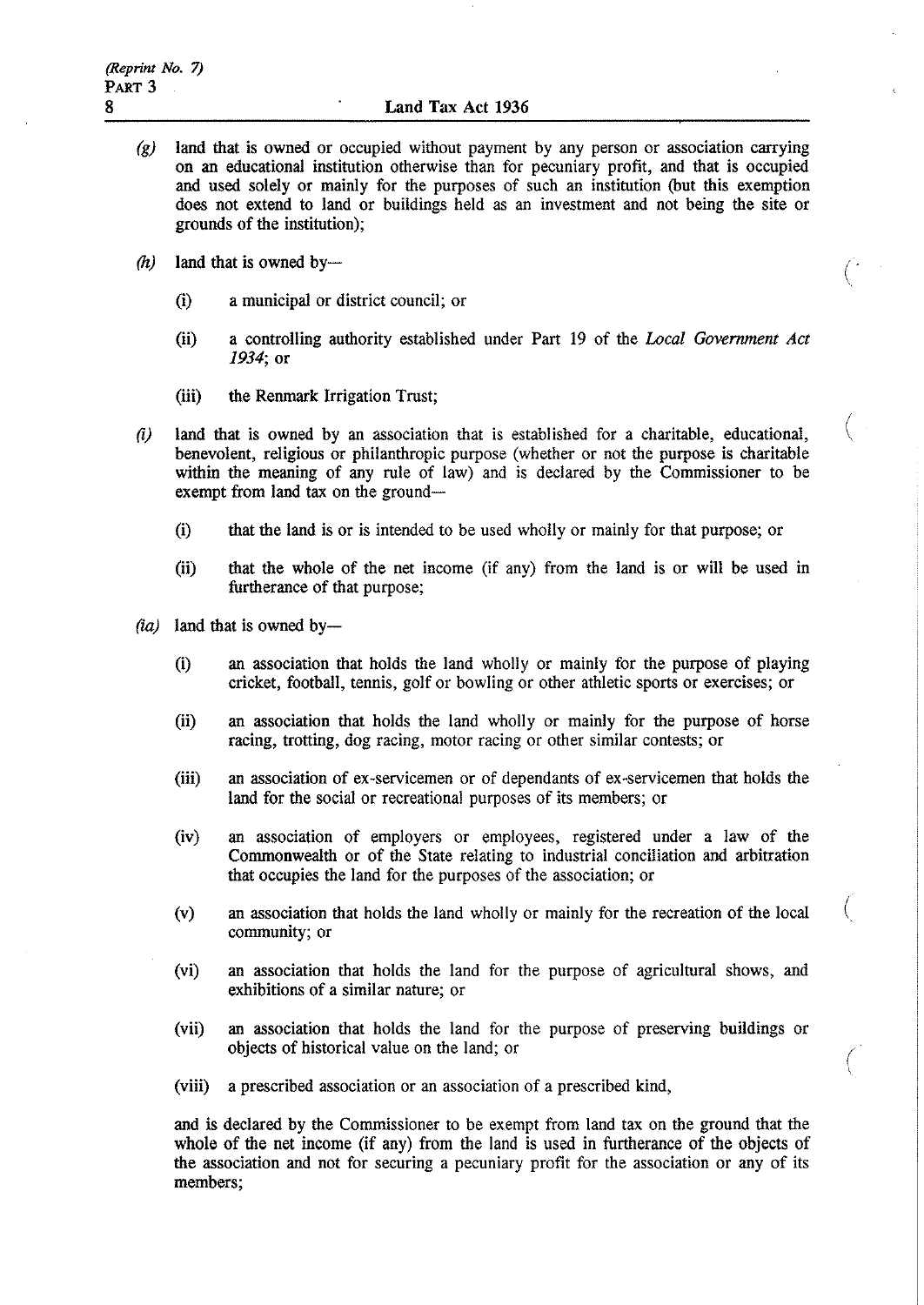*(g)* land that is owned or occupied without payment by any person or association carrying on an educational institution otherwise than for pecuniary profit, and that is occupied and used solely or mainly for the purposes of such an institution (but this exemption does not extend to land or buildings held as an investment and not being the site or grounds of the institution);

*(h)* land that is owned by—

- (i) a municipal or district council; or
- (ii) a controlling authority established under Part 19 of the *Local Government Act 1934*; or
- (iii) the Renmark Irrigation Trust;

*(i)* land that is owned by an association that is established for a charitable, educational, benevolent, religious or philanthropic purpose (whether or not the purpose is charitable within the meaning of any rule of law) and is declared by the Commissioner to be exempt from land tax on the ground—

- (i) that the land is or is intended to be used wholly or mainly for that purpose; or
- (ii) that the whole of the net income (if any) from the land is or will be used in furtherance of that purpose;

*(ia)* land that is owned by—

- (i) an association that holds the land wholly or mainly for the purpose of playing cricket, football, tennis, golf or bowling or other athletic sports or exercises; or
- (ii) an association that holds the land wholly or mainly for the purpose of horse racing, trotting, dog racing, motor racing or other similar contests; or
- (iii) an association of ex-servicemen or of dependants of ex-servicemen that holds the land for the social or recreational purposes of its members; or
- (iv) an association of employers or employees, registered under a law of the Commonwealth or of the State relating to industrial conciliation and arbitration that occupies the land for the purposes of the association; or
- (v) an association that holds the land wholly or mainly for the recreation of the local community; or
- (vi) an association that holds the land for the purpose of agricultural shows, and exhibitions of a similar nature; or
- (vii) an association that holds the land for the purpose of preserving buildings or objects of historical value on the land; or
- (viii) a prescribed association or an association of a prescribed kind,

and is declared by the Commissioner to be exempt from land tax on the ground that the whole of the net income (if any) from the land is used in furtherance of the objects of the association and not for securing a pecuniary profit for the association or any of its members;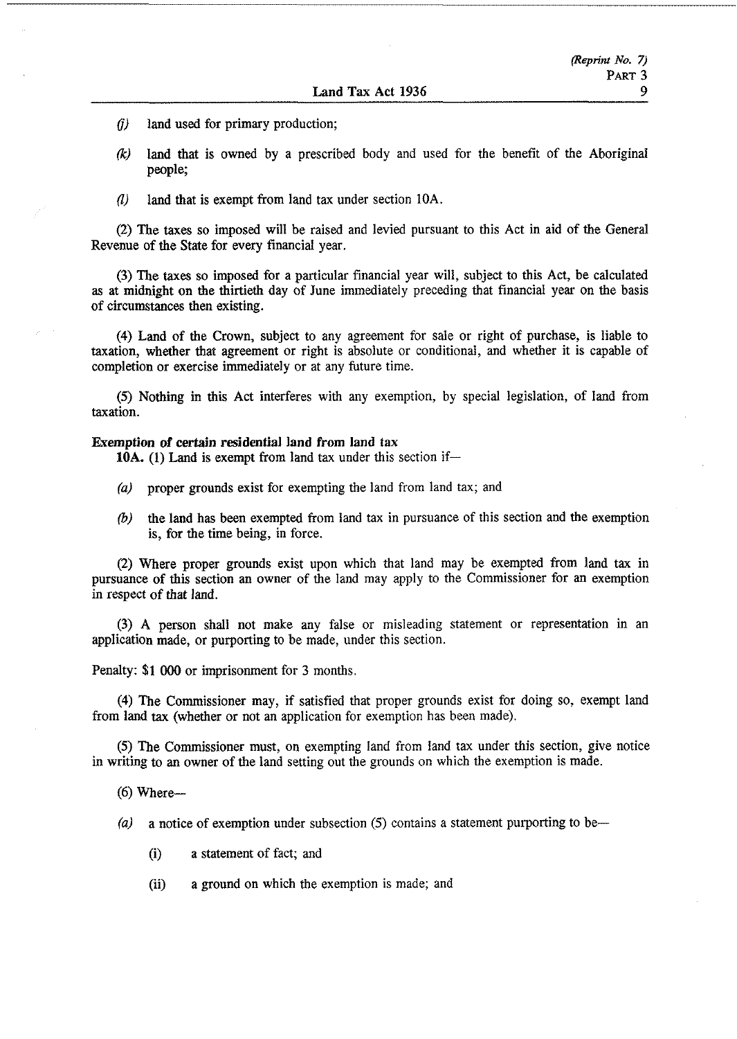*(j)* land used for primary production;

*(k)* land that is owned by a prescribed body and used for the benefit of the Aboriginal people;

*(l)* land that is exempt from land tax under section 10A.

(2) The taxes so imposed will be raised and levied pursuant to this Act in aid of the General Revenue of the State for every financial year.

(3) The taxes so imposed for a particular financial year will, subject to this Act, be calculated as at midnight on the thirtieth day of June immediately preceding that financial year on the basis of circumstances then existing.

(4) Land of the Crown, subject to any agreement for sale or right of purchase, is liable to taxation, whether that agreement or right is absolute or conditional, and whether it is capable of completion or exercise immediately or at any future time.

(5) Nothing in this Act interferes with any exemption, by special legislation, of land from taxation.

**Exemption of certain residential land from land tax**

**10A.** (1) Land is exempt from land tax under this section if—

*(a)* proper grounds exist for exempting the land from land tax; and

*(b)* the land has been exempted from land tax in pursuance of this section and the exemption is, for the time being, in force.

(2) Where proper grounds exist upon which that land may be exempted from land tax in pursuance of this section an owner of the land may apply to the Commissioner for an exemption in respect of that land.

(3) A person shall not make any false or misleading statement or representation in an application made, or purporting to be made, under this section.

Penalty: $1 000 or imprisonment for 3 months.

(4) The Commissioner may, if satisfied that proper grounds exist for doing so, exempt land from land tax (whether or not an application for exemption has been made).

(5) The Commissioner must, on exempting land from land tax under this section, give notice in writing to an owner of the land setting out the grounds on which the exemption is made.

(6) Where—

*(a)* a notice of exemption under subsection (5) contains a statement purporting to be—

(i) a statement of fact; and

(ii) a ground on which the exemption is made; and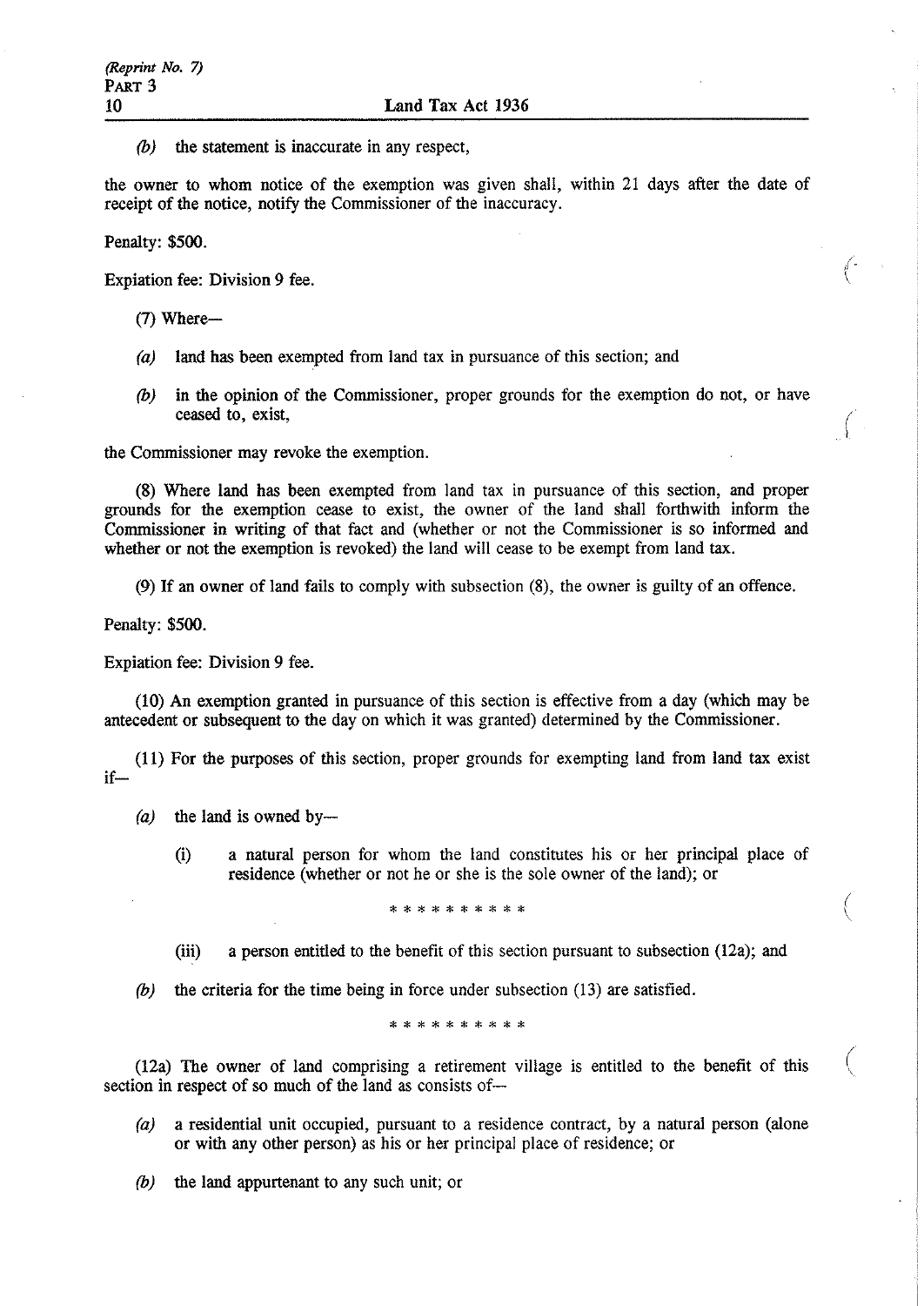*(b)* the statement is inaccurate in any respect,

the owner to whom notice of the exemption was given shall, within 21 days after the date of receipt of the notice, notify the Commissioner of the inaccuracy.

Penalty: $500.

Expiation fee: Division 9 fee.

(7) Where—

*(a)* land has been exempted from land tax in pursuance of this section; and

*(b)* in the opinion of the Commissioner, proper grounds for the exemption do not, or have ceased to, exist,

the Commissioner may revoke the exemption.

(8) Where land has been exempted from land tax in pursuance of this section, and proper grounds for the exemption cease to exist, the owner of the land shall forthwith inform the Commissioner in writing of that fact and (whether or not the Commissioner is so informed and whether or not the exemption is revoked) the land will cease to be exempt from land tax.

(9) If an owner of land fails to comply with subsection (8), the owner is guilty of an offence.

Penalty: $500.

Expiation fee: Division 9 fee.

(10) An exemption granted in pursuance of this section is effective from a day (which may be antecedent or subsequent to the day on which it was granted) determined by the Commissioner.

(11) For the purposes of this section, proper grounds for exempting land from land tax exist if—

*(a)* the land is owned by—

(i) a natural person for whom the land constitutes his or her principal place of residence (whether or not he or she is the sole owner of the land); or

\* \* \* \* \* \* \* \* \* \*

(iii) a person entitled to the benefit of this section pursuant to subsection (12a); and

*(b)* the criteria for the time being in force under subsection (13) are satisfied.

\* \* \* \* \* \* \* \* \* \*

(12a) The owner of land comprising a retirement village is entitled to the benefit of this section in respect of so much of the land as consists of—

*(a)* a residential unit occupied, pursuant to a residence contract, by a natural person (alone or with any other person) as his or her principal place of residence; or

*(b)* the land appurtenant to any such unit; or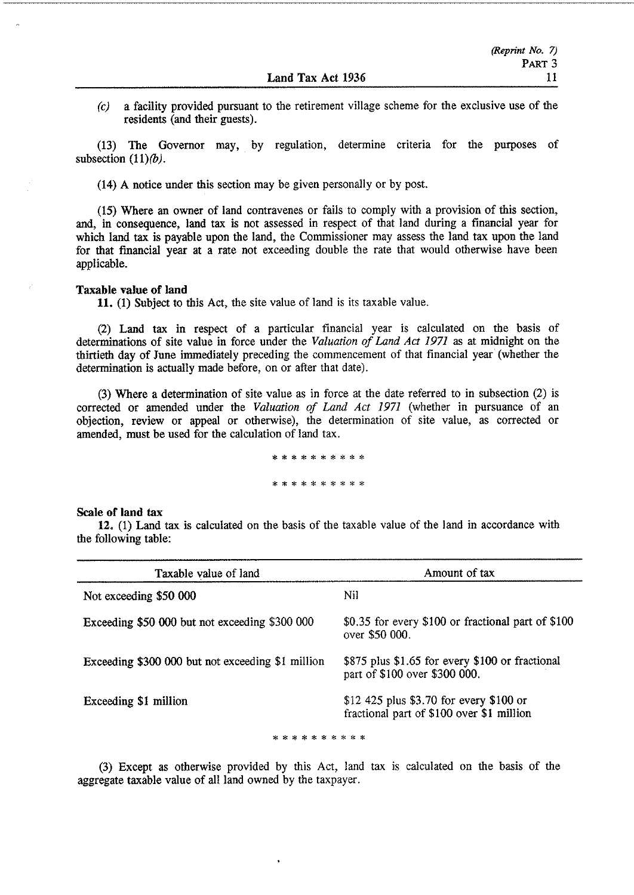*(c)* a facility provided pursuant to the retirement village scheme for the exclusive use of the residents (and their guests).

(13) The Governor may, by regulation, determine criteria for the purposes of subsection (11)*(b)*.

(14) A notice under this section may be given personally or by post.

(15) Where an owner of land contravenes or fails to comply with a provision of this section, and, in consequence, land tax is not assessed in respect of that land during a financial year for which land tax is payable upon the land, the Commissioner may assess the land tax upon the land for that financial year at a rate not exceeding double the rate that would otherwise have been applicable.

**Taxable value of land**

**11.** (1) Subject to this Act, the site value of land is its taxable value.

(2) Land tax in respect of a particular financial year is calculated on the basis of determinations of site value in force under the *Valuation of Land Act 1971* as at midnight on the thirtieth day of June immediately preceding the commencement of that financial year (whether the determination is actually made before, on or after that date).

(3) Where a determination of site value as in force at the date referred to in subsection (2) is corrected or amended under the *Valuation of Land Act 1971* (whether in pursuance of an objection, review or appeal or otherwise), the determination of site value, as corrected or amended, must be used for the calculation of land tax.

\* \* \* \* \* \* \* \* \* \*

\* \* \* \* \* \* \* \* \* \*

**Scale of land tax**

**12.** (1) Land tax is calculated on the basis of the taxable value of the land in accordance with the following table:

| Taxable value of land | Amount of tax |
|---|---|
| Not exceeding \$50 000 | Nil |
| Exceeding \$50 000 but not exceeding \$300 000 | \$0.35 for every \$100 or fractional part of \$100 over \$50 000. |
| Exceeding \$300 000 but not exceeding \$1 million | \$875 plus \$1.65 for every \$100 or fractional part of \$100 over \$300 000. |
| Exceeding \$1 million | \$12 425 plus \$3.70 for every \$100 or fractional part of \$100 over \$1 million |

\* \* \* \* \* \* \* \* \* \*

(3) Except as otherwise provided by this Act, land tax is calculated on the basis of the aggregate taxable value of all land owned by the taxpayer.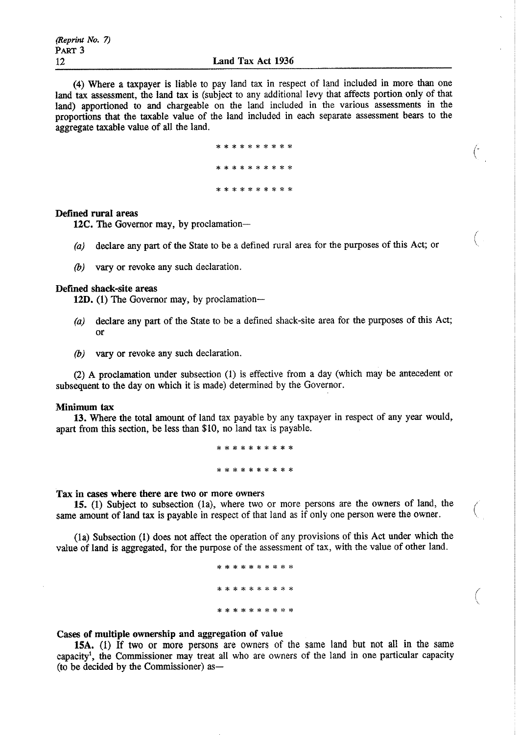(4) Where a taxpayer is liable to pay land tax in respect of land included in more than one land tax assessment, the land tax is (subject to any additional levy that affects portion only of that land) apportioned to and chargeable on the land included in the various assessments in the proportions that the taxable value of the land included in each separate assessment bears to the aggregate taxable value of all the land.

\* \* \* \* \* \* \* \* \* \*

\* \* \* \* \* \* \* \* \* \*

\* \* \* \* \* \* \* \* \* \*

**Defined rural areas**

**12C.** The Governor may, by proclamation—

*(a)* declare any part of the State to be a defined rural area for the purposes of this Act; or

*(b)* vary or revoke any such declaration.

**Defined shack-site areas**

**12D.** (1) The Governor may, by proclamation—

*(a)* declare any part of the State to be a defined shack-site area for the purposes of this Act; or

*(b)* vary or revoke any such declaration.

(2) A proclamation under subsection (1) is effective from a day (which may be antecedent or subsequent to the day on which it is made) determined by the Governor.

**Minimum tax**

**13.** Where the total amount of land tax payable by any taxpayer in respect of any year would, apart from this section, be less than $10, no land tax is payable.

\* \* \* \* \* \* \* \* \* \*

\* \* \* \* \* \* \* \* \* \*

**Tax in cases where there are two or more owners**

**15.** (1) Subject to subsection (1a), where two or more persons are the owners of land, the same amount of land tax is payable in respect of that land as if only one person were the owner.

(1a) Subsection (1) does not affect the operation of any provisions of this Act under which the value of land is aggregated, for the purpose of the assessment of tax, with the value of other land.

\* \* \* \* \* \* \* \* \* \*

\* \* \* \* \* \* \* \* \* \*

\* \* \* \* \* \* \* \* \* \*

**Cases of multiple ownership and aggregation of value**

**15A.** (1) If two or more persons are owners of the same land but not all in the same capacity[1], the Commissioner may treat all who are owners of the land in one particular capacity (to be decided by the Commissioner) as—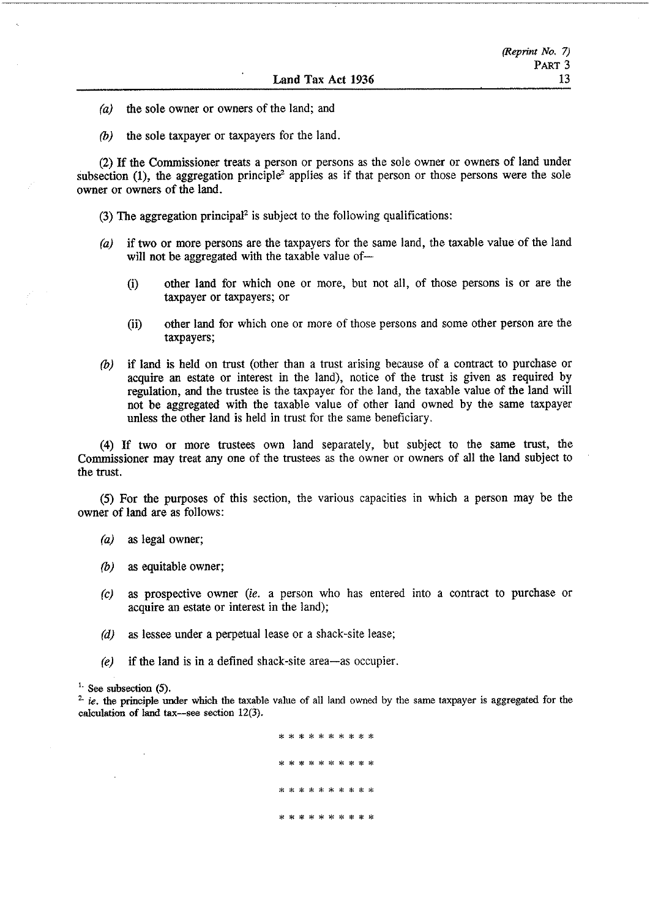*(a)* the sole owner or owners of the land; and

*(b)* the sole taxpayer or taxpayers for the land.

(2) If the Commissioner treats a person or persons as the sole owner or owners of land under subsection (1), the aggregation principle[2] applies as if that person or those persons were the sole owner or owners of the land.

(3) The aggregation principal[2] is subject to the following qualifications:

*(a)* if two or more persons are the taxpayers for the same land, the taxable value of the land will not be aggregated with the taxable value of—

(i) other land for which one or more, but not all, of those persons is or are the taxpayer or taxpayers; or

(ii) other land for which one or more of those persons and some other person are the taxpayers;

*(b)* if land is held on trust (other than a trust arising because of a contract to purchase or acquire an estate or interest in the land), notice of the trust is given as required by regulation, and the trustee is the taxpayer for the land, the taxable value of the land will not be aggregated with the taxable value of other land owned by the same taxpayer unless the other land is held in trust for the same beneficiary.

(4) If two or more trustees own land separately, but subject to the same trust, the Commissioner may treat any one of the trustees as the owner or owners of all the land subject to the trust.

(5) For the purposes of this section, the various capacities in which a person may be the owner of land are as follows:

*(a)* as legal owner;

*(b)* as equitable owner;

*(c)* as prospective owner (*ie.* a person who has entered into a contract to purchase or acquire an estate or interest in the land);

*(d)* as lessee under a perpetual lease or a shack-site lease;

*(e)* if the land is in a defined shack-site area—as occupier.

[1] See subsection (5).

[2] *ie.* the principle under which the taxable value of all land owned by the same taxpayer is aggregated for the calculation of land tax—see section 12(3).

\* \* \* \* \* \* \* \* \* \*

\* \* \* \* \* \* \* \* \* \*

\* \* \* \* \* \* \* \* \* \*

\* \* \* \* \* \* \* \* \* \*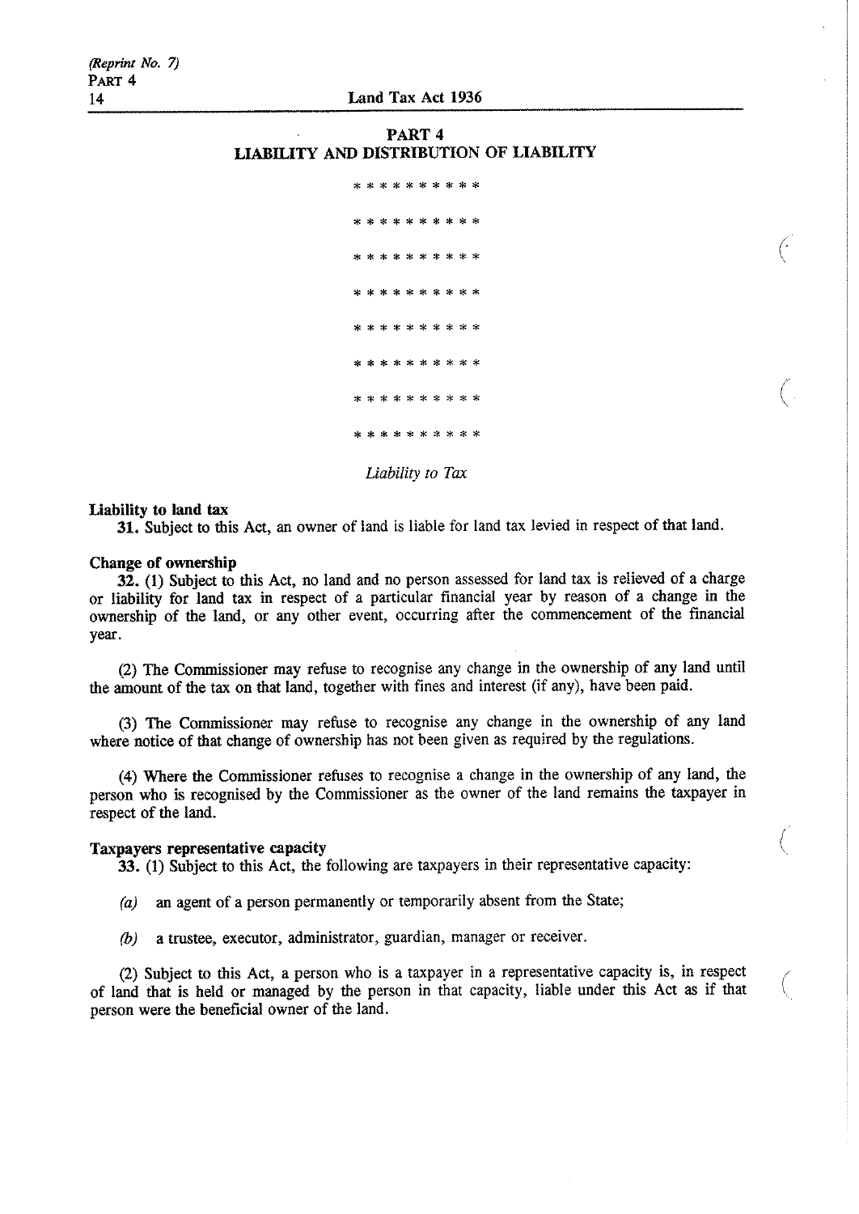## PART 4
## LIABILITY AND DISTRIBUTION OF LIABILITY

\* \* \* \* \* \* \* \* \* \*

\* \* \* \* \* \* \* \* \* \*

\* \* \* \* \* \* \* \* \* \*

\* \* \* \* \* \* \* \* \* \*

\* \* \* \* \* \* \* \* \* \*

\* \* \* \* \* \* \* \* \* \*

\* \* \* \* \* \* \* \* \* \*

\* \* \* \* \* \* \* \* \* \*

*Liability to Tax*

**Liability to land tax**

**31.** Subject to this Act, an owner of land is liable for land tax levied in respect of that land.

**Change of ownership**

**32.** (1) Subject to this Act, no land and no person assessed for land tax is relieved of a charge or liability for land tax in respect of a particular financial year by reason of a change in the ownership of the land, or any other event, occurring after the commencement of the financial year.

(2) The Commissioner may refuse to recognise any change in the ownership of any land until the amount of the tax on that land, together with fines and interest (if any), have been paid.

(3) The Commissioner may refuse to recognise any change in the ownership of any land where notice of that change of ownership has not been given as required by the regulations.

(4) Where the Commissioner refuses to recognise a change in the ownership of any land, the person who is recognised by the Commissioner as the owner of the land remains the taxpayer in respect of the land.

**Taxpayers representative capacity**

**33.** (1) Subject to this Act, the following are taxpayers in their representative capacity:

*(a)* an agent of a person permanently or temporarily absent from the State;

*(b)* a trustee, executor, administrator, guardian, manager or receiver.

(2) Subject to this Act, a person who is a taxpayer in a representative capacity is, in respect of land that is held or managed by the person in that capacity, liable under this Act as if that person were the beneficial owner of the land.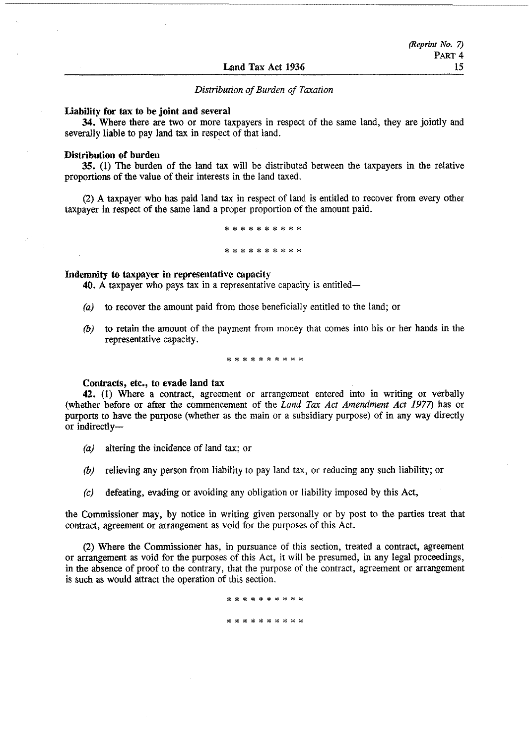*Distribution of Burden of Taxation*

**Liability for tax to be joint and several**

**34.** Where there are two or more taxpayers in respect of the same land, they are jointly and severally liable to pay land tax in respect of that land.

**Distribution of burden**

**35.** (1) The burden of the land tax will be distributed between the taxpayers in the relative proportions of the value of their interests in the land taxed.

(2) A taxpayer who has paid land tax in respect of land is entitled to recover from every other taxpayer in respect of the same land a proper proportion of the amount paid.

* * * * * * * * * *

* * * * * * * * * *

**Indemnity to taxpayer in representative capacity**

**40.** A taxpayer who pays tax in a representative capacity is entitled—

*(a)* to recover the amount paid from those beneficially entitled to the land; or

*(b)* to retain the amount of the payment from money that comes into his or her hands in the representative capacity.

* * * * * * * * * *

**Contracts, etc., to evade land tax**

**42.** (1) Where a contract, agreement or arrangement entered into in writing or verbally (whether before or after the commencement of the *Land Tax Act Amendment Act 1977*) has or purports to have the purpose (whether as the main or a subsidiary purpose) of in any way directly or indirectly—

*(a)* altering the incidence of land tax; or

*(b)* relieving any person from liability to pay land tax, or reducing any such liability; or

*(c)* defeating, evading or avoiding any obligation or liability imposed by this Act,

the Commissioner may, by notice in writing given personally or by post to the parties treat that contract, agreement or arrangement as void for the purposes of this Act.

(2) Where the Commissioner has, in pursuance of this section, treated a contract, agreement or arrangement as void for the purposes of this Act, it will be presumed, in any legal proceedings, in the absence of proof to the contrary, that the purpose of the contract, agreement or arrangement is such as would attract the operation of this section.

* * * * * * * * * *

* * * * * * * * * *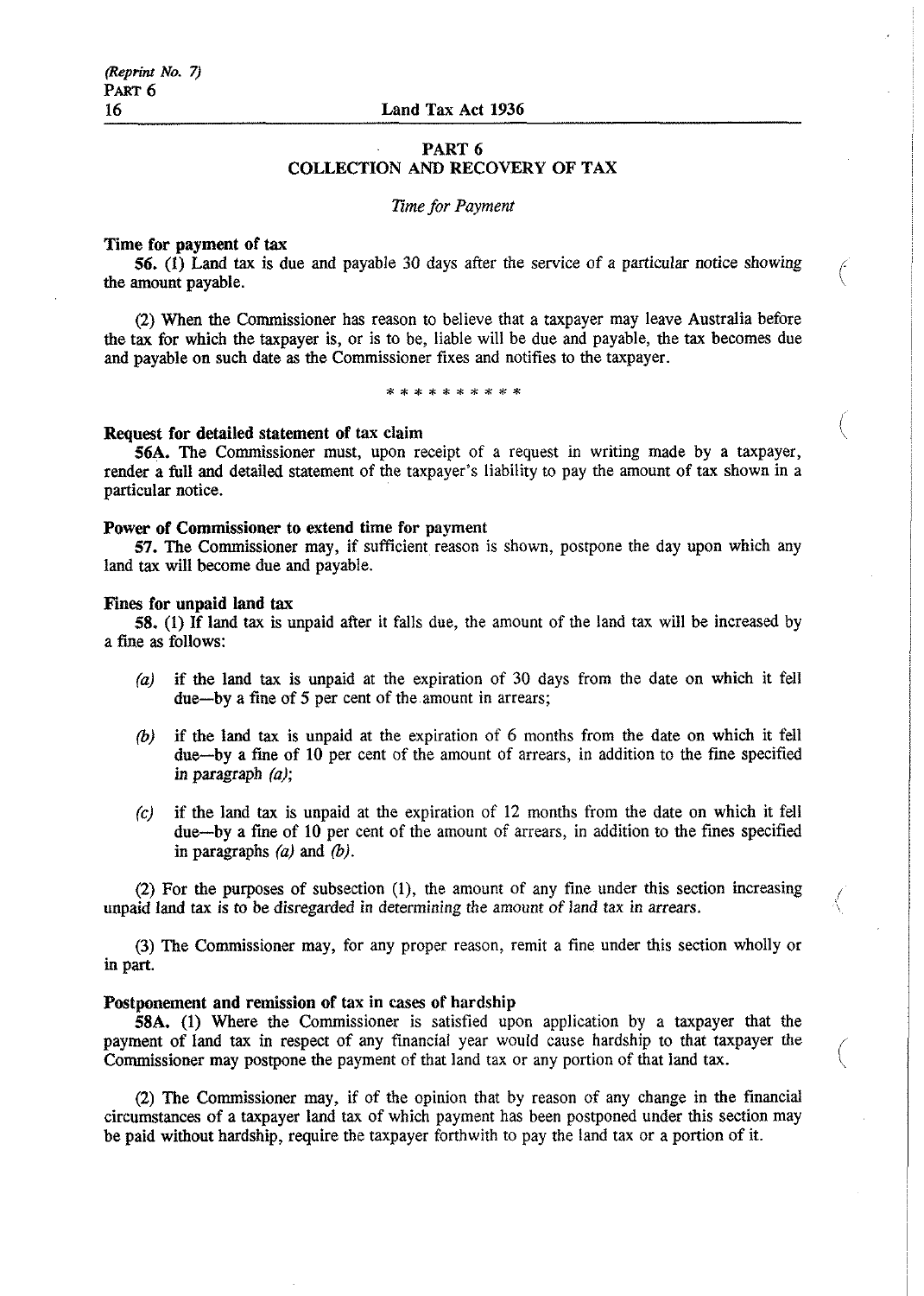## PART 6
## COLLECTION AND RECOVERY OF TAX

*Time for Payment*

**Time for payment of tax**

**56.** (1) Land tax is due and payable 30 days after the service of a particular notice showing the amount payable.

(2) When the Commissioner has reason to believe that a taxpayer may leave Australia before the tax for which the taxpayer is, or is to be, liable will be due and payable, the tax becomes due and payable on such date as the Commissioner fixes and notifies to the taxpayer.

\* \* \* \* \* \* \* \* \* \*

**Request for detailed statement of tax claim**

**56A.** The Commissioner must, upon receipt of a request in writing made by a taxpayer, render a full and detailed statement of the taxpayer's liability to pay the amount of tax shown in a particular notice.

**Power of Commissioner to extend time for payment**

**57.** The Commissioner may, if sufficient reason is shown, postpone the day upon which any land tax will become due and payable.

**Fines for unpaid land tax**

**58.** (1) If land tax is unpaid after it falls due, the amount of the land tax will be increased by a fine as follows:

*(a)* if the land tax is unpaid at the expiration of 30 days from the date on which it fell due—by a fine of 5 per cent of the amount in arrears;

*(b)* if the land tax is unpaid at the expiration of 6 months from the date on which it fell due—by a fine of 10 per cent of the amount of arrears, in addition to the fine specified in paragraph *(a)*;

*(c)* if the land tax is unpaid at the expiration of 12 months from the date on which it fell due—by a fine of 10 per cent of the amount of arrears, in addition to the fines specified in paragraphs *(a)* and *(b)*.

(2) For the purposes of subsection (1), the amount of any fine under this section increasing unpaid land tax is to be disregarded in determining the amount of land tax in arrears.

(3) The Commissioner may, for any proper reason, remit a fine under this section wholly or in part.

**Postponement and remission of tax in cases of hardship**

**58A.** (1) Where the Commissioner is satisfied upon application by a taxpayer that the payment of land tax in respect of any financial year would cause hardship to that taxpayer the Commissioner may postpone the payment of that land tax or any portion of that land tax.

(2) The Commissioner may, if of the opinion that by reason of any change in the financial circumstances of a taxpayer land tax of which payment has been postponed under this section may be paid without hardship, require the taxpayer forthwith to pay the land tax or a portion of it.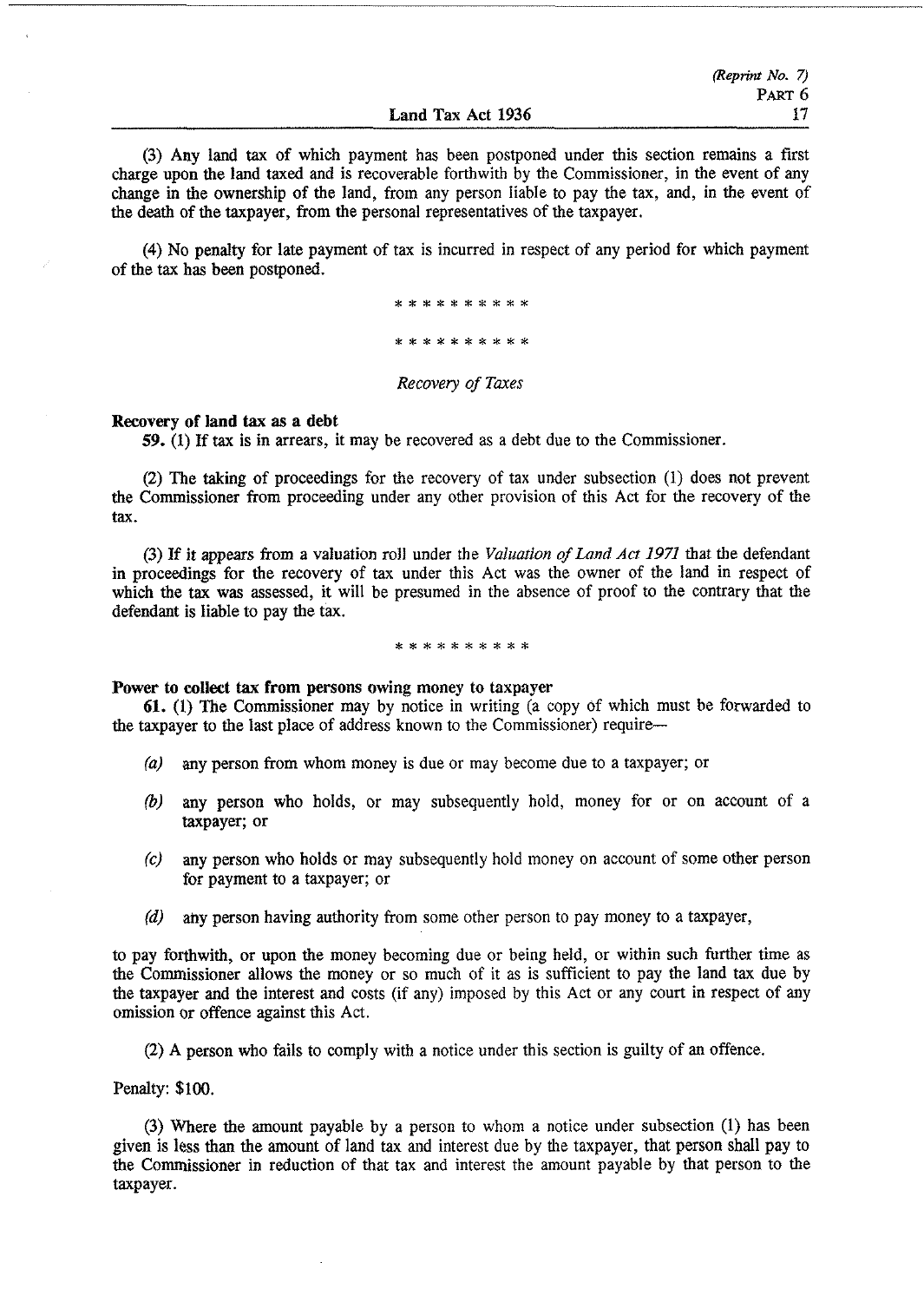(3) Any land tax of which payment has been postponed under this section remains a first charge upon the land taxed and is recoverable forthwith by the Commissioner, in the event of any change in the ownership of the land, from any person liable to pay the tax, and, in the event of the death of the taxpayer, from the personal representatives of the taxpayer.

(4) No penalty for late payment of tax is incurred in respect of any period for which payment of the tax has been postponed.

\* \* \* \* \* \* \* \* \* \*

\* \* \* \* \* \* \* \* \* \*

*Recovery of Taxes*

**Recovery of land tax as a debt**

**59.** (1) If tax is in arrears, it may be recovered as a debt due to the Commissioner.

(2) The taking of proceedings for the recovery of tax under subsection (1) does not prevent the Commissioner from proceeding under any other provision of this Act for the recovery of the tax.

(3) If it appears from a valuation roll under the *Valuation of Land Act 1971* that the defendant in proceedings for the recovery of tax under this Act was the owner of the land in respect of which the tax was assessed, it will be presumed in the absence of proof to the contrary that the defendant is liable to pay the tax.

\* \* \* \* \* \* \* \* \* \*

**Power to collect tax from persons owing money to taxpayer**

**61.** (1) The Commissioner may by notice in writing (a copy of which must be forwarded to the taxpayer to the last place of address known to the Commissioner) require—

*(a)* any person from whom money is due or may become due to a taxpayer; or

*(b)* any person who holds, or may subsequently hold, money for or on account of a taxpayer; or

*(c)* any person who holds or may subsequently hold money on account of some other person for payment to a taxpayer; or

*(d)* any person having authority from some other person to pay money to a taxpayer,

to pay forthwith, or upon the money becoming due or being held, or within such further time as the Commissioner allows the money or so much of it as is sufficient to pay the land tax due by the taxpayer and the interest and costs (if any) imposed by this Act or any court in respect of any omission or offence against this Act.

(2) A person who fails to comply with a notice under this section is guilty of an offence.

Penalty: $100.

(3) Where the amount payable by a person to whom a notice under subsection (1) has been given is less than the amount of land tax and interest due by the taxpayer, that person shall pay to the Commissioner in reduction of that tax and interest the amount payable by that person to the taxpayer.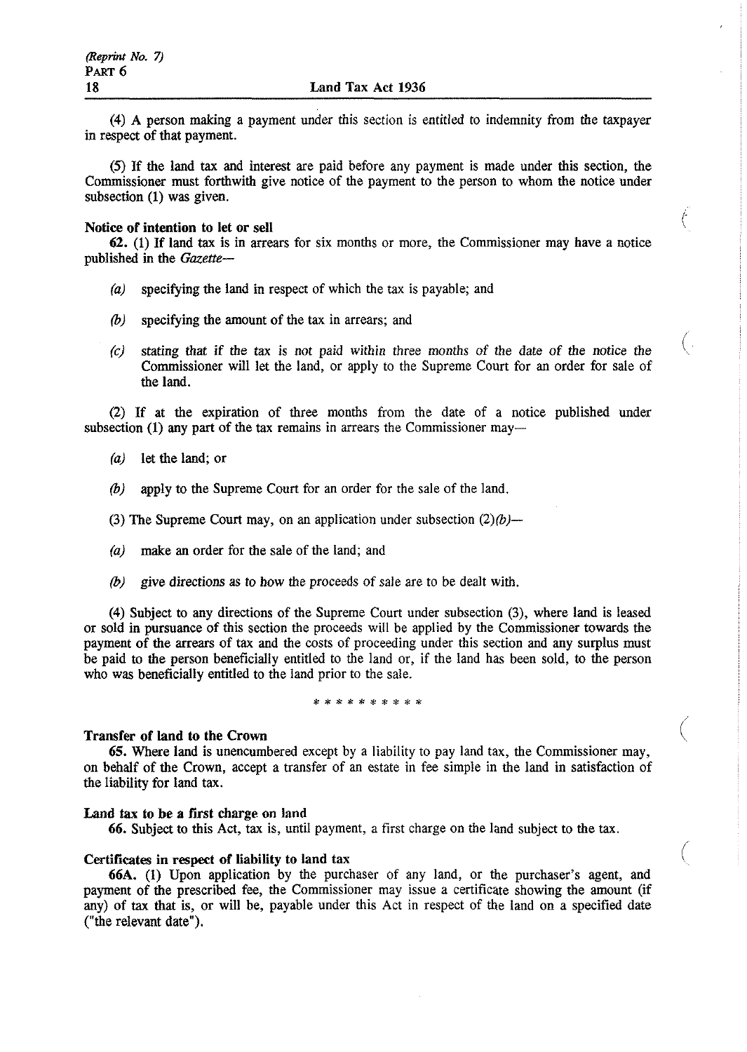(4) A person making a payment under this section is entitled to indemnity from the taxpayer in respect of that payment.

(5) If the land tax and interest are paid before any payment is made under this section, the Commissioner must forthwith give notice of the payment to the person to whom the notice under subsection (1) was given.

**Notice of intention to let or sell**

**62.** (1) If land tax is in arrears for six months or more, the Commissioner may have a notice published in the *Gazette*—

*(a)* specifying the land in respect of which the tax is payable; and

*(b)* specifying the amount of the tax in arrears; and

*(c)* stating that if the tax is not paid within three months of the date of the notice the Commissioner will let the land, or apply to the Supreme Court for an order for sale of the land.

(2) If at the expiration of three months from the date of a notice published under subsection (1) any part of the tax remains in arrears the Commissioner may—

*(a)* let the land; or

*(b)* apply to the Supreme Court for an order for the sale of the land.

(3) The Supreme Court may, on an application under subsection (2)*(b)*—

*(a)* make an order for the sale of the land; and

*(b)* give directions as to how the proceeds of sale are to be dealt with.

(4) Subject to any directions of the Supreme Court under subsection (3), where land is leased or sold in pursuance of this section the proceeds will be applied by the Commissioner towards the payment of the arrears of tax and the costs of proceeding under this section and any surplus must be paid to the person beneficially entitled to the land or, if the land has been sold, to the person who was beneficially entitled to the land prior to the sale.

* * * * * * * * * *

**Transfer of land to the Crown**

**65.** Where land is unencumbered except by a liability to pay land tax, the Commissioner may, on behalf of the Crown, accept a transfer of an estate in fee simple in the land in satisfaction of the liability for land tax.

**Land tax to be a first charge on land**

**66.** Subject to this Act, tax is, until payment, a first charge on the land subject to the tax.

**Certificates in respect of liability to land tax**

**66A.** (1) Upon application by the purchaser of any land, or the purchaser's agent, and payment of the prescribed fee, the Commissioner may issue a certificate showing the amount (if any) of tax that is, or will be, payable under this Act in respect of the land on a specified date ("the relevant date").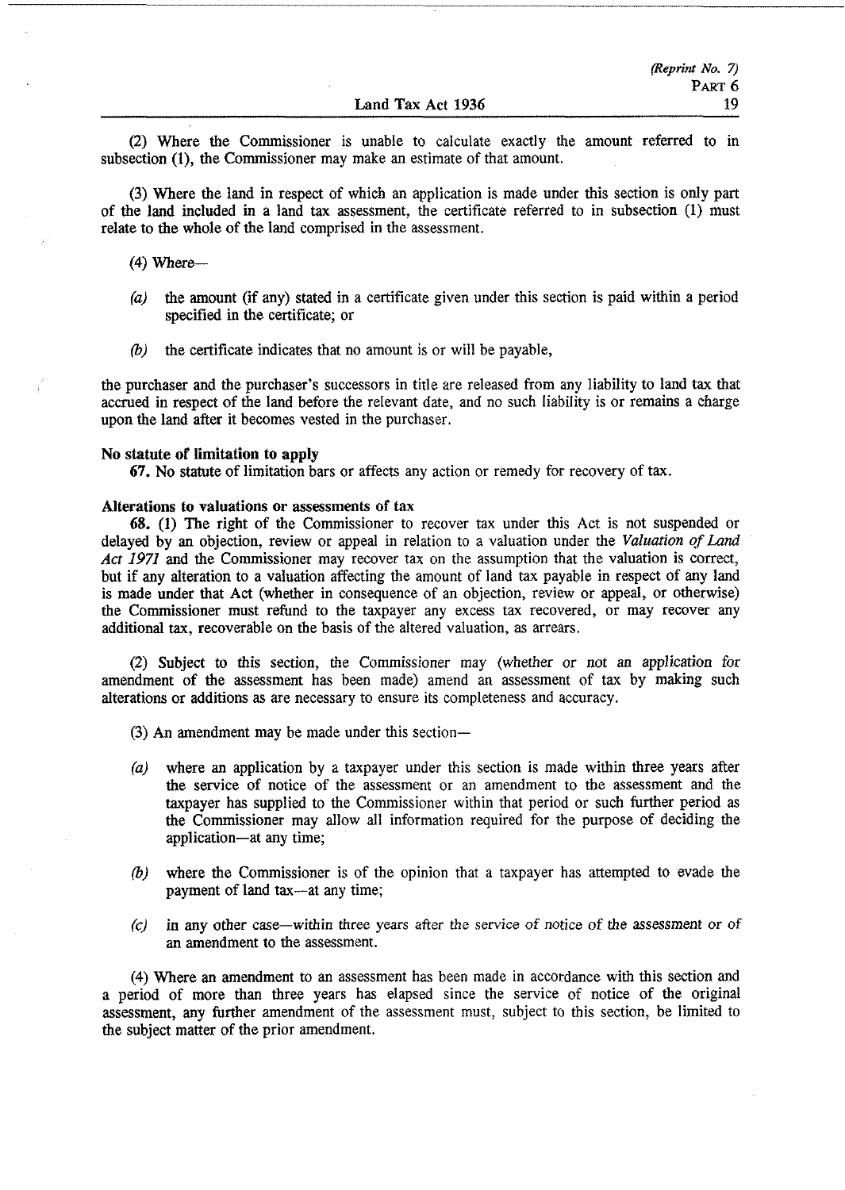(2) Where the Commissioner is unable to calculate exactly the amount referred to in subsection (1), the Commissioner may make an estimate of that amount.

(3) Where the land in respect of which an application is made under this section is only part of the land included in a land tax assessment, the certificate referred to in subsection (1) must relate to the whole of the land comprised in the assessment.

(4) Where—

*(a)* the amount (if any) stated in a certificate given under this section is paid within a period specified in the certificate; or

*(b)* the certificate indicates that no amount is or will be payable,

the purchaser and the purchaser's successors in title are released from any liability to land tax that accrued in respect of the land before the relevant date, and no such liability is or remains a charge upon the land after it becomes vested in the purchaser.

**No statute of limitation to apply**

**67.** No statute of limitation bars or affects any action or remedy for recovery of tax.

**Alterations to valuations or assessments of tax**

**68.** (1) The right of the Commissioner to recover tax under this Act is not suspended or delayed by an objection, review or appeal in relation to a valuation under the *Valuation of Land Act 1971* and the Commissioner may recover tax on the assumption that the valuation is correct, but if any alteration to a valuation affecting the amount of land tax payable in respect of any land is made under that Act (whether in consequence of an objection, review or appeal, or otherwise) the Commissioner must refund to the taxpayer any excess tax recovered, or may recover any additional tax, recoverable on the basis of the altered valuation, as arrears.

(2) Subject to this section, the Commissioner may (whether or not an application for amendment of the assessment has been made) amend an assessment of tax by making such alterations or additions as are necessary to ensure its completeness and accuracy.

(3) An amendment may be made under this section—

*(a)* where an application by a taxpayer under this section is made within three years after the service of notice of the assessment or an amendment to the assessment and the taxpayer has supplied to the Commissioner within that period or such further period as the Commissioner may allow all information required for the purpose of deciding the application—at any time;

*(b)* where the Commissioner is of the opinion that a taxpayer has attempted to evade the payment of land tax—at any time;

*(c)* in any other case—within three years after the service of notice of the assessment or of an amendment to the assessment.

(4) Where an amendment to an assessment has been made in accordance with this section and a period of more than three years has elapsed since the service of notice of the original assessment, any further amendment of the assessment must, subject to this section, be limited to the subject matter of the prior amendment.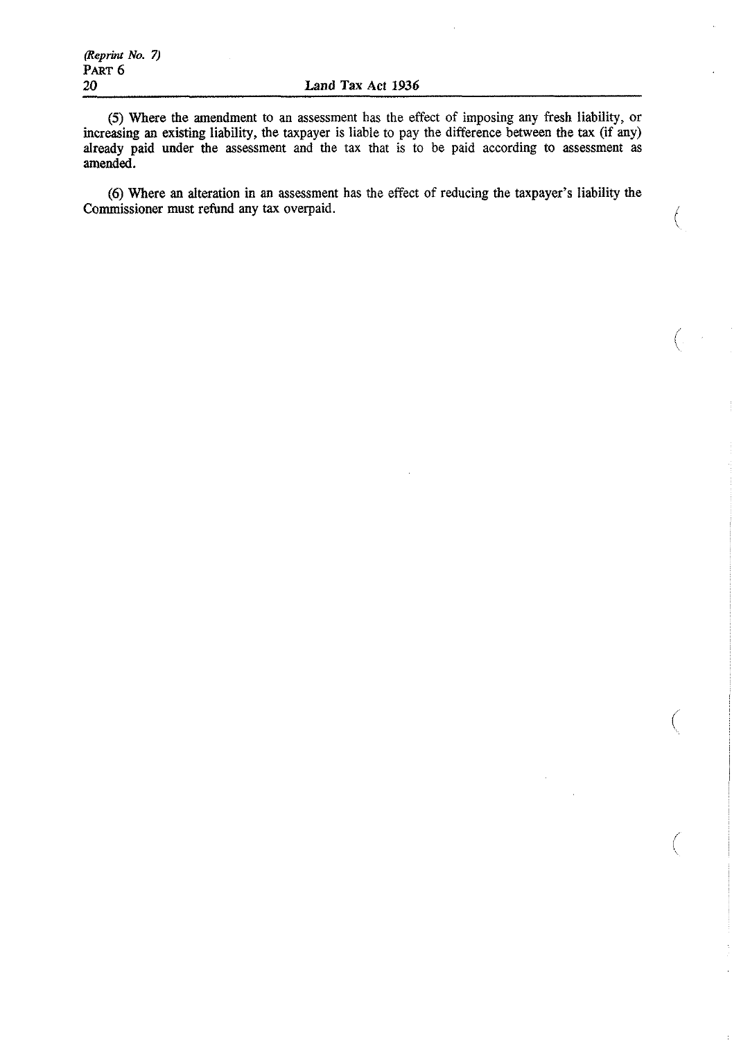(5) Where the amendment to an assessment has the effect of imposing any fresh liability, or increasing an existing liability, the taxpayer is liable to pay the difference between the tax (if any) already paid under the assessment and the tax that is to be paid according to assessment as amended.

(6) Where an alteration in an assessment has the effect of reducing the taxpayer's liability the Commissioner must refund any tax overpaid.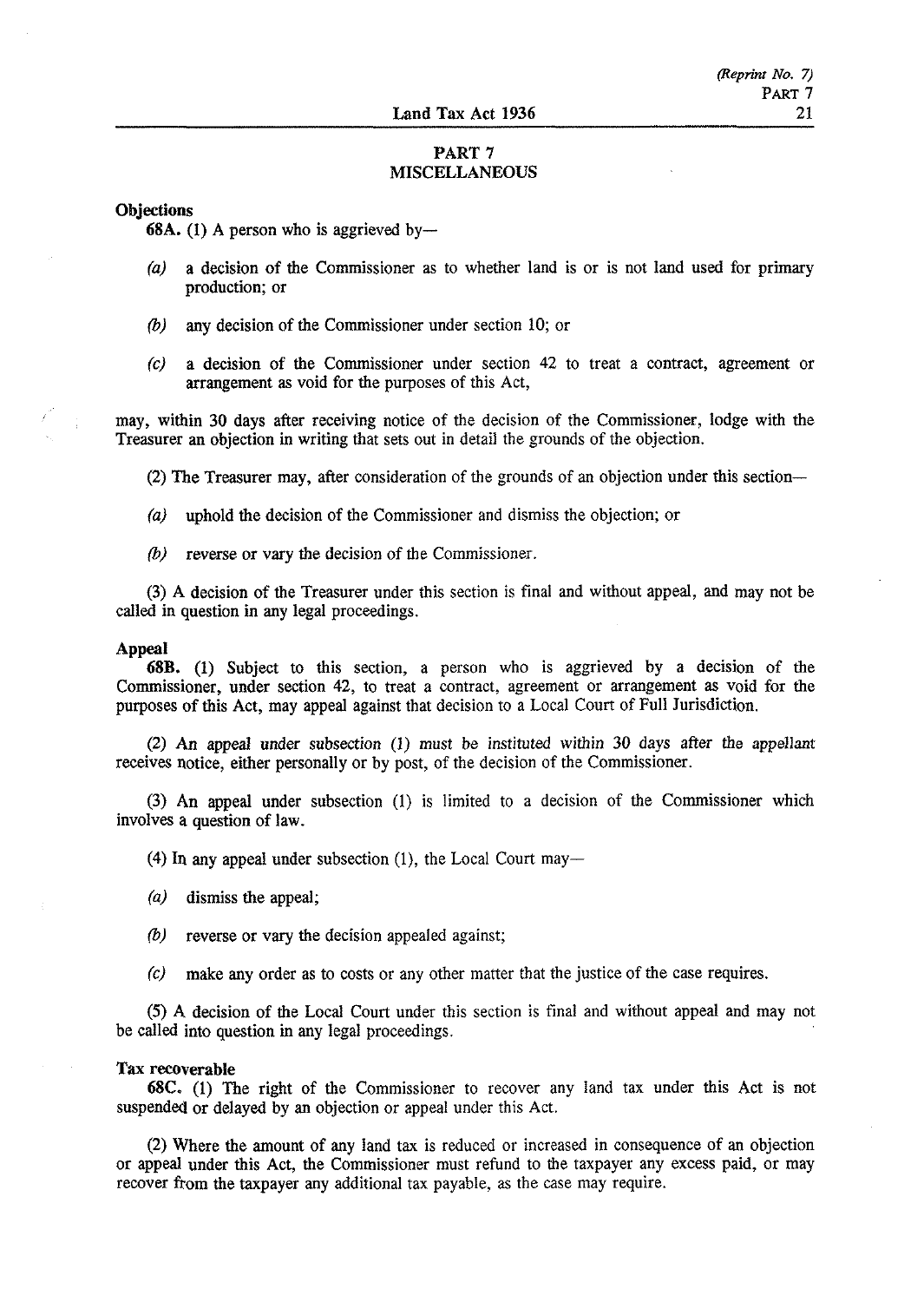## PART 7
## MISCELLANEOUS

**Objections**

**68A.** (1) A person who is aggrieved by—

*(a)* a decision of the Commissioner as to whether land is or is not land used for primary production; or

*(b)* any decision of the Commissioner under section 10; or

*(c)* a decision of the Commissioner under section 42 to treat a contract, agreement or arrangement as void for the purposes of this Act,

may, within 30 days after receiving notice of the decision of the Commissioner, lodge with the Treasurer an objection in writing that sets out in detail the grounds of the objection.

(2) The Treasurer may, after consideration of the grounds of an objection under this section—

*(a)* uphold the decision of the Commissioner and dismiss the objection; or

*(b)* reverse or vary the decision of the Commissioner.

(3) A decision of the Treasurer under this section is final and without appeal, and may not be called in question in any legal proceedings.

**Appeal**

**68B.** (1) Subject to this section, a person who is aggrieved by a decision of the Commissioner, under section 42, to treat a contract, agreement or arrangement as void for the purposes of this Act, may appeal against that decision to a Local Court of Full Jurisdiction.

(2) An appeal under subsection (1) must be instituted within 30 days after the appellant receives notice, either personally or by post, of the decision of the Commissioner.

(3) An appeal under subsection (1) is limited to a decision of the Commissioner which involves a question of law.

(4) In any appeal under subsection (1), the Local Court may—

*(a)* dismiss the appeal;

*(b)* reverse or vary the decision appealed against;

*(c)* make any order as to costs or any other matter that the justice of the case requires.

(5) A decision of the Local Court under this section is final and without appeal and may not be called into question in any legal proceedings.

**Tax recoverable**

**68C.** (1) The right of the Commissioner to recover any land tax under this Act is not suspended or delayed by an objection or appeal under this Act.

(2) Where the amount of any land tax is reduced or increased in consequence of an objection or appeal under this Act, the Commissioner must refund to the taxpayer any excess paid, or may recover from the taxpayer any additional tax payable, as the case may require.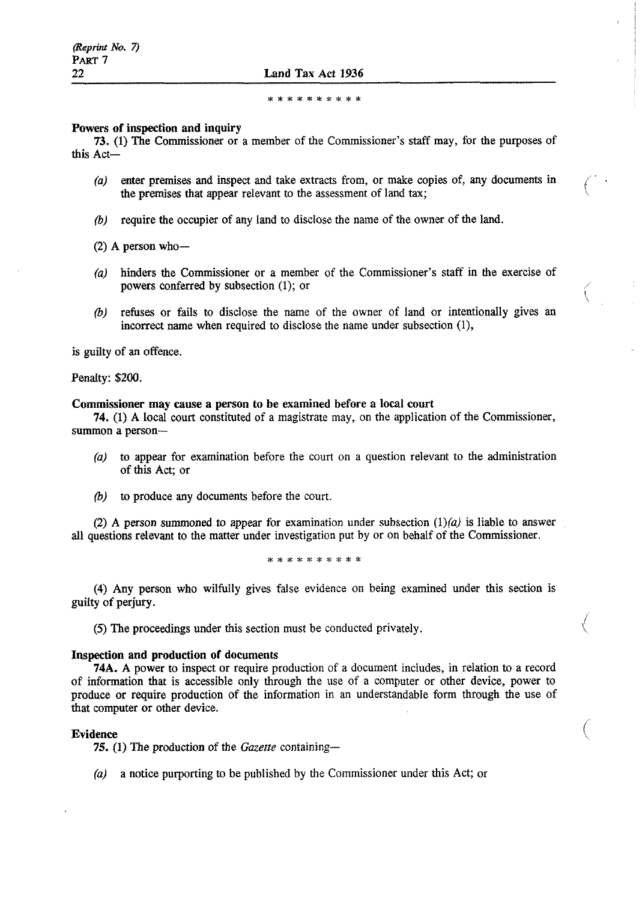\* \* \* \* \* \* \* \* \* \*

**Powers of inspection and inquiry**

**73.** (1) The Commissioner or a member of the Commissioner's staff may, for the purposes of this Act—

- *(a)* enter premises and inspect and take extracts from, or make copies of, any documents in the premises that appear relevant to the assessment of land tax;
- *(b)* require the occupier of any land to disclose the name of the owner of the land.

(2) A person who—

- *(a)* hinders the Commissioner or a member of the Commissioner's staff in the exercise of powers conferred by subsection (1); or
- *(b)* refuses or fails to disclose the name of the owner of land or intentionally gives an incorrect name when required to disclose the name under subsection (1),

is guilty of an offence.

Penalty: $200.

**Commissioner may cause a person to be examined before a local court**

**74.** (1) A local court constituted of a magistrate may, on the application of the Commissioner, summon a person—

- *(a)* to appear for examination before the court on a question relevant to the administration of this Act; or
- *(b)* to produce any documents before the court.

(2) A person summoned to appear for examination under subsection (1)*(a)* is liable to answer all questions relevant to the matter under investigation put by or on behalf of the Commissioner.

\* \* \* \* \* \* \* \* \* \*

(4) Any person who wilfully gives false evidence on being examined under this section is guilty of perjury.

(5) The proceedings under this section must be conducted privately.

**Inspection and production of documents**

**74A.** A power to inspect or require production of a document includes, in relation to a record of information that is accessible only through the use of a computer or other device, power to produce or require production of the information in an understandable form through the use of that computer or other device.

**Evidence**

**75.** (1) The production of the *Gazette* containing—

- *(a)* a notice purporting to be published by the Commissioner under this Act; or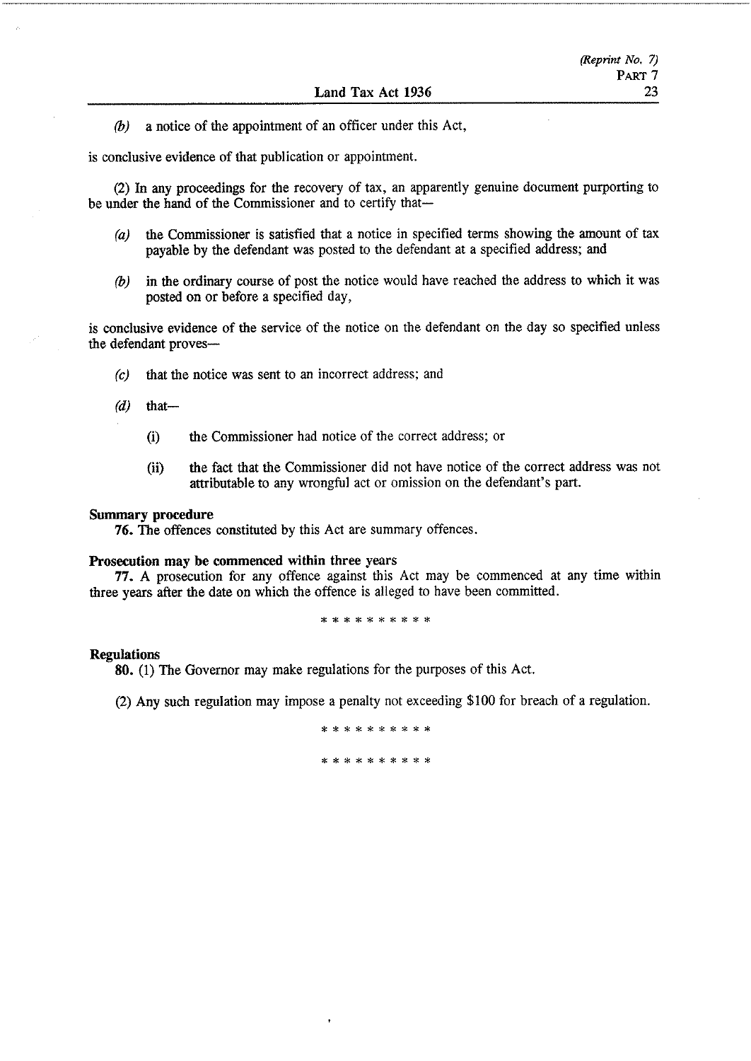(b) a notice of the appointment of an officer under this Act,

is conclusive evidence of that publication or appointment.

(2) In any proceedings for the recovery of tax, an apparently genuine document purporting to be under the hand of the Commissioner and to certify that—

(a) the Commissioner is satisfied that a notice in specified terms showing the amount of tax payable by the defendant was posted to the defendant at a specified address; and

(b) in the ordinary course of post the notice would have reached the address to which it was posted on or before a specified day,

is conclusive evidence of the service of the notice on the defendant on the day so specified unless the defendant proves—

(c) that the notice was sent to an incorrect address; and

(d) that—

(i) the Commissioner had notice of the correct address; or

(ii) the fact that the Commissioner did not have notice of the correct address was not attributable to any wrongful act or omission on the defendant's part.

**Summary procedure**

**76.** The offences constituted by this Act are summary offences.

**Prosecution may be commenced within three years**

**77.** A prosecution for any offence against this Act may be commenced at any time within three years after the date on which the offence is alleged to have been committed.

\* \* \* \* \* \* \* \* \* \*

**Regulations**

**80.** (1) The Governor may make regulations for the purposes of this Act.

(2) Any such regulation may impose a penalty not exceeding $100 for breach of a regulation.

\* \* \* \* \* \* \* \* \* \*

\* \* \* \* \* \* \* \* \* \*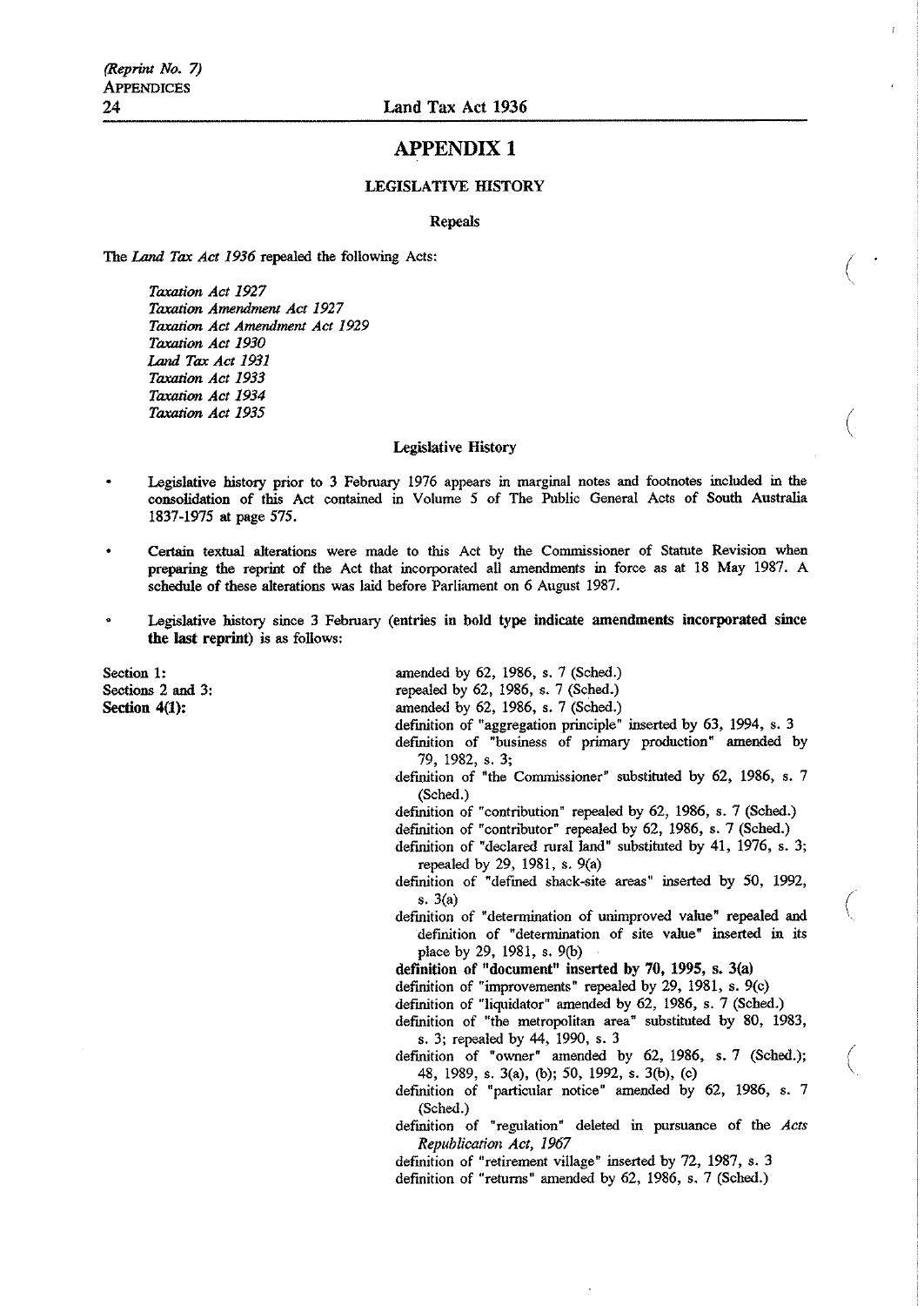## APPENDIX 1

### LEGISLATIVE HISTORY

#### Repeals

The *Land Tax Act 1936* repealed the following Acts:

> *Taxation Act 1927*
> *Taxation Amendment Act 1927*
> *Taxation Act Amendment Act 1929*
> *Taxation Act 1930*
> *Land Tax Act 1931*
> *Taxation Act 1933*
> *Taxation Act 1934*
> *Taxation Act 1935*

#### Legislative History

- Legislative history prior to 3 February 1976 appears in marginal notes and footnotes included in the consolidation of this Act contained in Volume 5 of The Public General Acts of South Australia 1837-1975 at page 575.
- Certain textual alterations were made to this Act by the Commissioner of Statute Revision when preparing the reprint of the Act that incorporated all amendments in force as at 18 May 1987. A schedule of these alterations was laid before Parliament on 6 August 1987.
- Legislative history since 3 February (**entries in bold type indicate amendments incorporated since the last reprint**) is as follows:

| | |
|---|---|
| Section 1: | amended by 62, 1986, s. 7 (Sched.) |
| Sections 2 and 3: | repealed by 62, 1986, s. 7 (Sched.) |
| **Section 4(1):** | amended by 62, 1986, s. 7 (Sched.) |
| | definition of "aggregation principle" inserted by 63, 1994, s. 3 |
| | definition of "business of primary production" amended by 79, 1982, s. 3; |
| | definition of "the Commissioner" substituted by 62, 1986, s. 7 (Sched.) |
| | definition of "contribution" repealed by 62, 1986, s. 7 (Sched.) |
| | definition of "contributor" repealed by 62, 1986, s. 7 (Sched.) |
| | definition of "declared rural land" substituted by 41, 1976, s. 3; repealed by 29, 1981, s. 9(a) |
| | definition of "defined shack-site areas" inserted by 50, 1992, s. 3(a) |
| | definition of "determination of unimproved value" repealed and definition of "determination of site value" inserted in its place by 29, 1981, s. 9(b) |
| | **definition of "document" inserted by 70, 1995, s. 3(a)** |
| | definition of "improvements" repealed by 29, 1981, s. 9(c) |
| | definition of "liquidator" amended by 62, 1986, s. 7 (Sched.) |
| | definition of "the metropolitan area" substituted by 80, 1983, s. 3; repealed by 44, 1990, s. 3 |
| | definition of "owner" amended by 62, 1986, s. 7 (Sched.); 48, 1989, s. 3(a), (b); 50, 1992, s. 3(b), (c) |
| | definition of "particular notice" amended by 62, 1986, s. 7 (Sched.) |
| | definition of "regulation" deleted in pursuance of the *Acts Republication Act, 1967* |
| | definition of "retirement village" inserted by 72, 1987, s. 3 |
| | definition of "returns" amended by 62, 1986, s. 7 (Sched.) |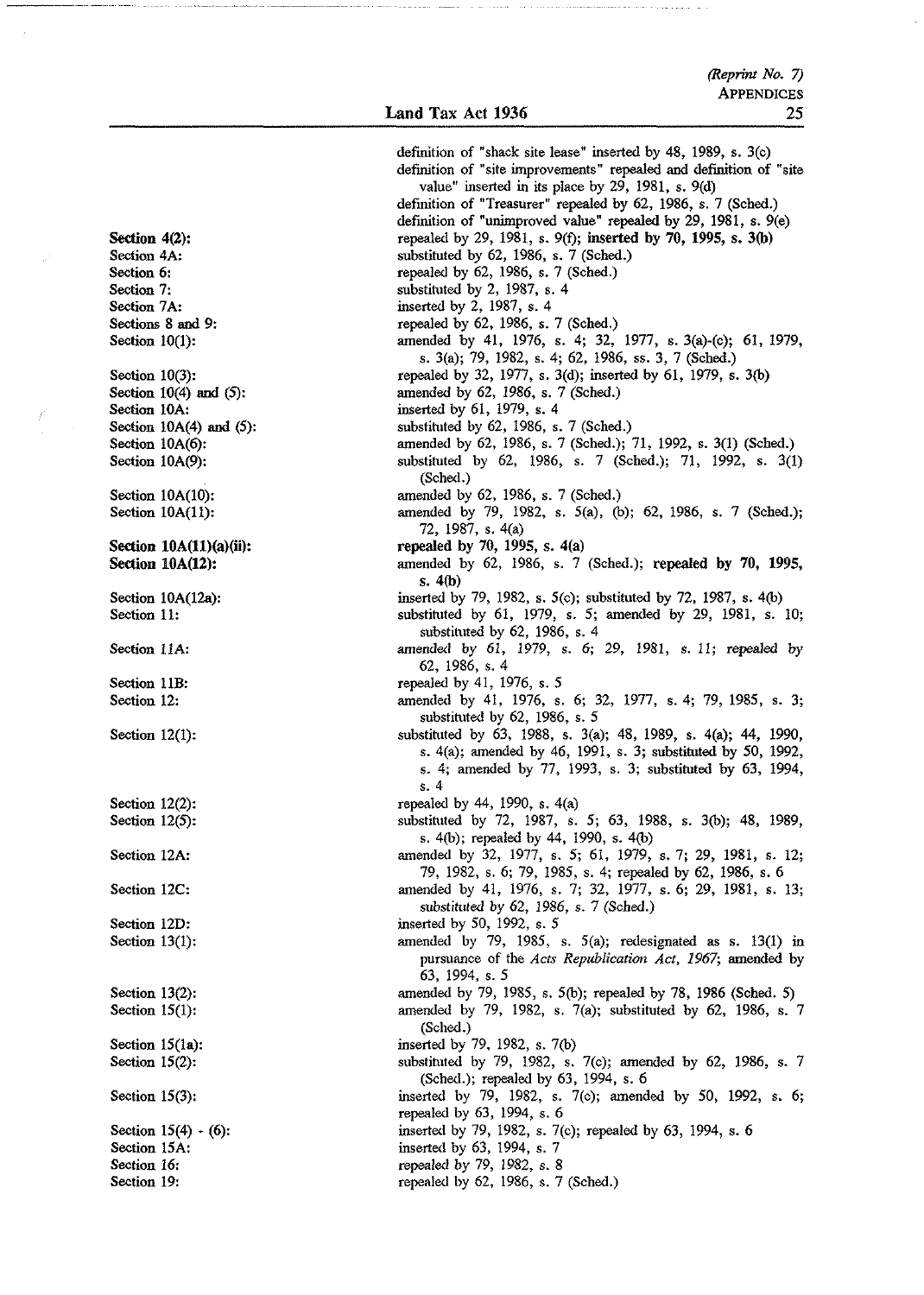| | |
|---|---|
| | definition of "shack site lease" inserted by 48, 1989, s. 3(c) |
| | definition of "site improvements" repealed and definition of "site value" inserted in its place by 29, 1981, s. 9(d) |
| | definition of "Treasurer" repealed by 62, 1986, s. 7 (Sched.) |
| | definition of "unimproved value" repealed by 29, 1981, s. 9(e) |
| **Section 4(2):** | repealed by 29, 1981, s. 9(f); **inserted by 70, 1995, s. 3(b)** |
| Section 4A: | substituted by 62, 1986, s. 7 (Sched.) |
| Section 6: | repealed by 62, 1986, s. 7 (Sched.) |
| Section 7: | substituted by 2, 1987, s. 4 |
| Section 7A: | inserted by 2, 1987, s. 4 |
| Sections 8 and 9: | repealed by 62, 1986, s. 7 (Sched.) |
| Section 10(1): | amended by 41, 1976, s. 4; 32, 1977, s. 3(a)-(c); 61, 1979, s. 3(a); 79, 1982, s. 4; 62, 1986, ss. 3, 7 (Sched.) |
| Section 10(3): | repealed by 32, 1977, s. 3(d); inserted by 61, 1979, s. 3(b) |
| Section 10(4) and (5): | amended by 62, 1986, s. 7 (Sched.) |
| Section 10A: | inserted by 61, 1979, s. 4 |
| Section 10A(4) and (5): | substituted by 62, 1986, s. 7 (Sched.) |
| Section 10A(6): | amended by 62, 1986, s. 7 (Sched.); 71, 1992, s. 3(1) (Sched.) |
| Section 10A(9): | substituted by 62, 1986, s. 7 (Sched.); 71, 1992, s. 3(1) (Sched.) |
| Section 10A(10): | amended by 62, 1986, s. 7 (Sched.) |
| Section 10A(11): | amended by 79, 1982, s. 5(a), (b); 62, 1986, s. 7 (Sched.); 72, 1987, s. 4(a) |
| **Section 10A(11)(a)(ii):** | **repealed by 70, 1995, s. 4(a)** |
| **Section 10A(12):** | amended by 62, 1986, s. 7 (Sched.); **repealed by 70, 1995, s. 4(b)** |
| Section 10A(12a): | inserted by 79, 1982, s. 5(c); substituted by 72, 1987, s. 4(b) |
| Section 11: | substituted by 61, 1979, s. 5; amended by 29, 1981, s. 10; substituted by 62, 1986, s. 4 |
| Section 11A: | amended by 61, 1979, s. 6; 29, 1981, s. 11; repealed by 62, 1986, s. 4 |
| Section 11B: | repealed by 41, 1976, s. 5 |
| Section 12: | amended by 41, 1976, s. 6; 32, 1977, s. 4; 79, 1985, s. 3; substituted by 62, 1986, s. 5 |
| Section 12(1): | substituted by 63, 1988, s. 3(a); 48, 1989, s. 4(a); 44, 1990, s. 4(a); amended by 46, 1991, s. 3; substituted by 50, 1992, s. 4; amended by 77, 1993, s. 3; substituted by 63, 1994, s. 4 |
| Section 12(2): | repealed by 44, 1990, s. 4(a) |
| Section 12(5): | substituted by 72, 1987, s. 5; 63, 1988, s. 3(b); 48, 1989, s. 4(b); repealed by 44, 1990, s. 4(b) |
| Section 12A: | amended by 32, 1977, s. 5; 61, 1979, s. 7; 29, 1981, s. 12; 79, 1982, s. 6; 79, 1985, s. 4; repealed by 62, 1986, s. 6 |
| Section 12C: | amended by 41, 1976, s. 7; 32, 1977, s. 6; 29, 1981, s. 13; substituted by 62, 1986, s. 7 (Sched.) |
| Section 12D: | inserted by 50, 1992, s. 5 |
| Section 13(1): | amended by 79, 1985, s. 5(a); redesignated as s. 13(1) in pursuance of the *Acts Republication Act, 1967*; amended by 63, 1994, s. 5 |
| Section 13(2): | amended by 79, 1985, s. 5(b); repealed by 78, 1986 (Sched. 5) |
| Section 15(1): | amended by 79, 1982, s. 7(a); substituted by 62, 1986, s. 7 (Sched.) |
| Section 15(1a): | inserted by 79, 1982, s. 7(b) |
| Section 15(2): | substituted by 79, 1982, s. 7(c); amended by 62, 1986, s. 7 (Sched.); repealed by 63, 1994, s. 6 |
| Section 15(3): | inserted by 79, 1982, s. 7(c); amended by 50, 1992, s. 6; repealed by 63, 1994, s. 6 |
| Section 15(4) - (6): | inserted by 79, 1982, s. 7(c); repealed by 63, 1994, s. 6 |
| Section 15A: | inserted by 63, 1994, s. 7 |
| Section 16: | repealed by 79, 1982, s. 8 |
| Section 19: | repealed by 62, 1986, s. 7 (Sched.) |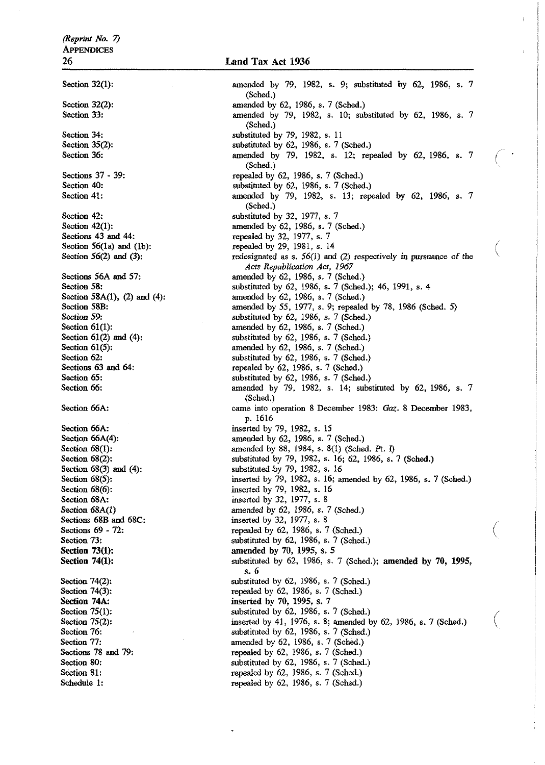| | |
|---|---|
| Section 32(1): | amended by 79, 1982, s. 9; substituted by 62, 1986, s. 7 (Sched.) |
| Section 32(2): | amended by 62, 1986, s. 7 (Sched.) |
| Section 33: | amended by 79, 1982, s. 10; substituted by 62, 1986, s. 7 (Sched.) |
| Section 34: | substituted by 79, 1982, s. 11 |
| Section 35(2): | substituted by 62, 1986, s. 7 (Sched.) |
| Section 36: | amended by 79, 1982, s. 12; repealed by 62, 1986, s. 7 (Sched.) |
| Sections 37 - 39: | repealed by 62, 1986, s. 7 (Sched.) |
| Section 40: | substituted by 62, 1986, s. 7 (Sched.) |
| Section 41: | amended by 79, 1982, s. 13; repealed by 62, 1986, s. 7 (Sched.) |
| Section 42: | substituted by 32, 1977, s. 7 |
| Section 42(1): | amended by 62, 1986, s. 7 (Sched.) |
| Sections 43 and 44: | repealed by 32, 1977, s. 7 |
| Section 56(1a) and (1b): | repealed by 29, 1981, s. 14 |
| Section 56(2) and (3): | redesignated as s. 56(1) and (2) respectively in pursuance of the *Acts Republication Act, 1967* |
| Sections 56A and 57: | amended by 62, 1986, s. 7 (Sched.) |
| Section 58: | substituted by 62, 1986, s. 7 (Sched.); 46, 1991, s. 4 |
| Section 58A(1), (2) and (4): | amended by 62, 1986, s. 7 (Sched.) |
| Section 58B: | amended by 55, 1977, s. 9; repealed by 78, 1986 (Sched. 5) |
| Section 59: | substituted by 62, 1986, s. 7 (Sched.) |
| Section 61(1): | amended by 62, 1986, s. 7 (Sched.) |
| Section 61(2) and (4): | substituted by 62, 1986, s. 7 (Sched.) |
| Section 61(5): | amended by 62, 1986, s. 7 (Sched.) |
| Section 62: | substituted by 62, 1986, s. 7 (Sched.) |
| Sections 63 and 64: | repealed by 62, 1986, s. 7 (Sched.) |
| Section 65: | substituted by 62, 1986, s. 7 (Sched.) |
| Section 66: | amended by 79, 1982, s. 14; substituted by 62, 1986, s. 7 (Sched.) |
| Section 66A: | came into operation 8 December 1983: *Gaz.* 8 December 1983, p. 1616 |
| Section 66A: | inserted by 79, 1982, s. 15 |
| Section 66A(4): | amended by 62, 1986, s. 7 (Sched.) |
| Section 68(1): | amended by 88, 1984, s. 8(1) (Sched. Pt. I) |
| Section 68(2): | substituted by 79, 1982, s. 16; 62, 1986, s. 7 (Sched.) |
| Section 68(3) and (4): | substituted by 79, 1982, s. 16 |
| Section 68(5): | inserted by 79, 1982, s. 16; amended by 62, 1986, s. 7 (Sched.) |
| Section 68(6): | inserted by 79, 1982, s. 16 |
| Section 68A: | inserted by 32, 1977, s. 8 |
| Section 68A(1) | amended by 62, 1986, s. 7 (Sched.) |
| Sections 68B and 68C: | inserted by 32, 1977, s. 8 |
| Sections 69 - 72: | repealed by 62, 1986, s. 7 (Sched.) |
| Section 73: | substituted by 62, 1986, s. 7 (Sched.) |
| **Section 73(1):** | **amended by 70, 1995, s. 5** |
| **Section 74(1):** | substituted by 62, 1986, s. 7 (Sched.); **amended by 70, 1995, s. 6** |
| Section 74(2): | substituted by 62, 1986, s. 7 (Sched.) |
| Section 74(3): | repealed by 62, 1986, s. 7 (Sched.) |
| **Section 74A:** | **inserted by 70, 1995, s. 7** |
| Section 75(1): | substituted by 62, 1986, s. 7 (Sched.) |
| Section 75(2): | inserted by 41, 1976, s. 8; amended by 62, 1986, s. 7 (Sched.) |
| Section 76: | substituted by 62, 1986, s. 7 (Sched.) |
| Section 77: | amended by 62, 1986, s. 7 (Sched.) |
| Sections 78 and 79: | repealed by 62, 1986, s. 7 (Sched.) |
| Section 80: | substituted by 62, 1986, s. 7 (Sched.) |
| Section 81: | repealed by 62, 1986, s. 7 (Sched.) |
| Schedule 1: | repealed by 62, 1986, s. 7 (Sched.) |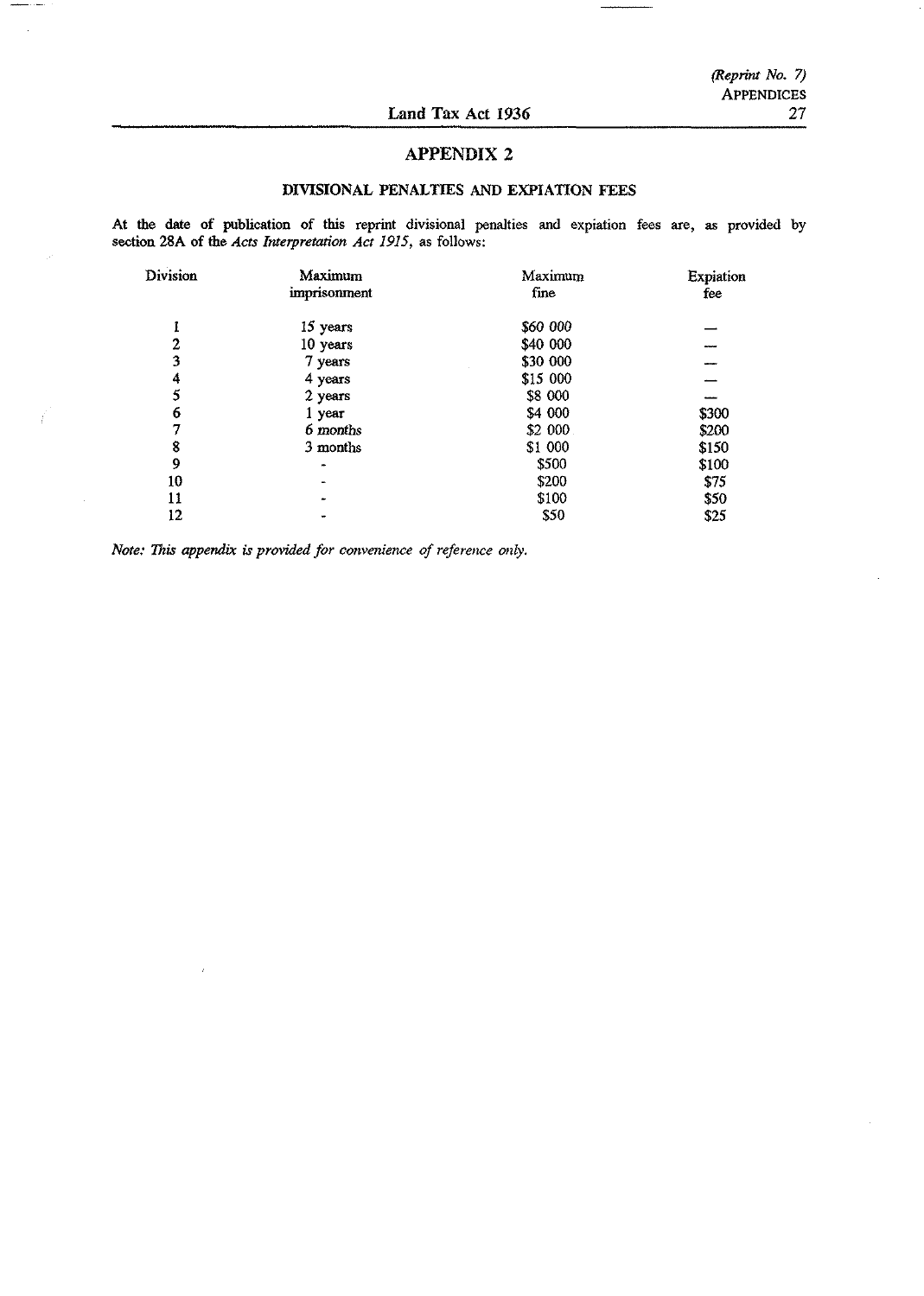## APPENDIX 2

### DIVISIONAL PENALTIES AND EXPIATION FEES

At the date of publication of this reprint divisional penalties and expiation fees are, as provided by section 28A of the *Acts Interpretation Act 1915*, as follows:

| Division | Maximum imprisonment | Maximum fine | Expiation fee |
|---|---|---|---|
| 1 | 15 years | $60 000 | — |
| 2 | 10 years | $40 000 | — |
| 3 | 7 years | $30 000 | — |
| 4 | 4 years | $15 000 | — |
| 5 | 2 years | $8 000 | — |
| 6 | 1 year | $4 000 | $300 |
| 7 | 6 months | $2 000 | $200 |
| 8 | 3 months | $1 000 | $150 |
| 9 | - | $500 | $100 |
| 10 | - | $200 | $75 |
| 11 | - | $100 | $50 |
| 12 | - | $50 | $25 |

*Note: This appendix is provided for convenience of reference only.*